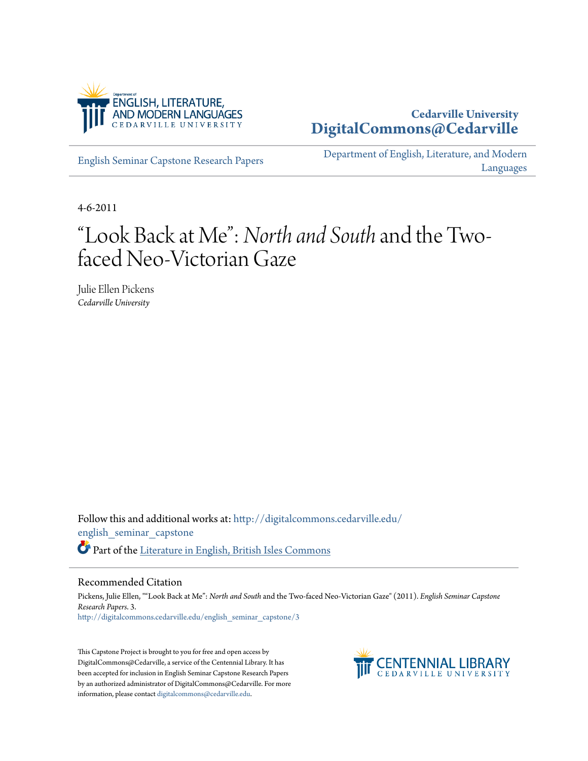Department of ENGLISH, LITERATURE, AND MODERN LANGUAGES
CEDARVILLE UNIVERSITY

**Cedarville University**
**DigitalCommons@Cedarville**

English Seminar Capstone Research Papers

Department of English, Literature, and Modern Languages

4-6-2011

# "Look Back at Me": *North and South* and the Two-faced Neo-Victorian Gaze

Julie Ellen Pickens
*Cedarville University*

Follow this and additional works at: http://digitalcommons.cedarville.edu/english_seminar_capstone

Part of the Literature in English, British Isles Commons

## Recommended Citation

Pickens, Julie Ellen, ""Look Back at Me": *North and South* and the Two-faced Neo-Victorian Gaze" (2011). *English Seminar Capstone Research Papers*. 3.
http://digitalcommons.cedarville.edu/english_seminar_capstone/3

This Capstone Project is brought to you for free and open access by DigitalCommons@Cedarville, a service of the Centennial Library. It has been accepted for inclusion in English Seminar Capstone Research Papers by an authorized administrator of DigitalCommons@Cedarville. For more information, please contact digitalcommons@cedarville.edu.

CENTENNIAL LIBRARY
CEDARVILLE UNIVERSITY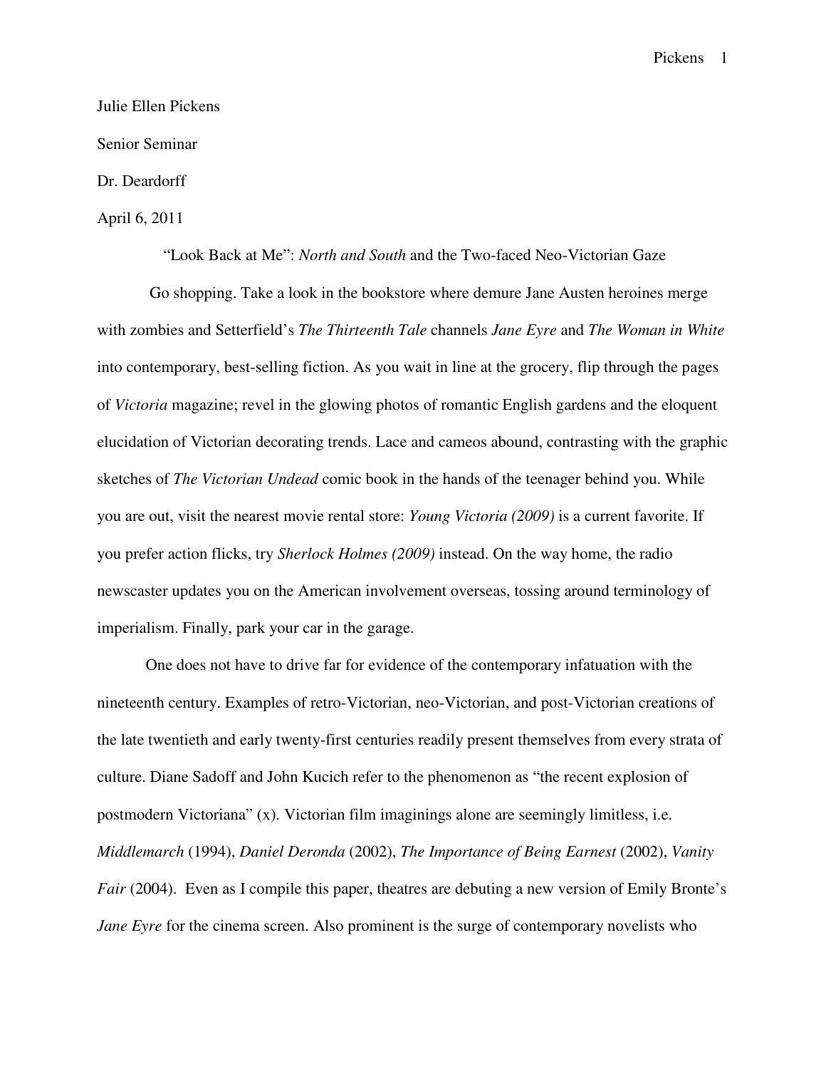Julie Ellen Pickens

Senior Seminar

Dr. Deardorff

April 6, 2011

"Look Back at Me": *North and South* and the Two-faced Neo-Victorian Gaze

Go shopping. Take a look in the bookstore where demure Jane Austen heroines merge with zombies and Setterfield's *The Thirteenth Tale* channels *Jane Eyre* and *The Woman in White* into contemporary, best-selling fiction. As you wait in line at the grocery, flip through the pages of *Victoria* magazine; revel in the glowing photos of romantic English gardens and the eloquent elucidation of Victorian decorating trends. Lace and cameos abound, contrasting with the graphic sketches of *The Victorian Undead* comic book in the hands of the teenager behind you. While you are out, visit the nearest movie rental store: *Young Victoria (2009)* is a current favorite. If you prefer action flicks, try *Sherlock Holmes (2009)* instead. On the way home, the radio newscaster updates you on the American involvement overseas, tossing around terminology of imperialism. Finally, park your car in the garage.

One does not have to drive far for evidence of the contemporary infatuation with the nineteenth century. Examples of retro-Victorian, neo-Victorian, and post-Victorian creations of the late twentieth and early twenty-first centuries readily present themselves from every strata of culture. Diane Sadoff and John Kucich refer to the phenomenon as "the recent explosion of postmodern Victoriana" (x). Victorian film imaginings alone are seemingly limitless, i.e. *Middlemarch* (1994), *Daniel Deronda* (2002), *The Importance of Being Earnest* (2002), *Vanity Fair* (2004). Even as I compile this paper, theatres are debuting a new version of Emily Bronte's *Jane Eyre* for the cinema screen. Also prominent is the surge of contemporary novelists who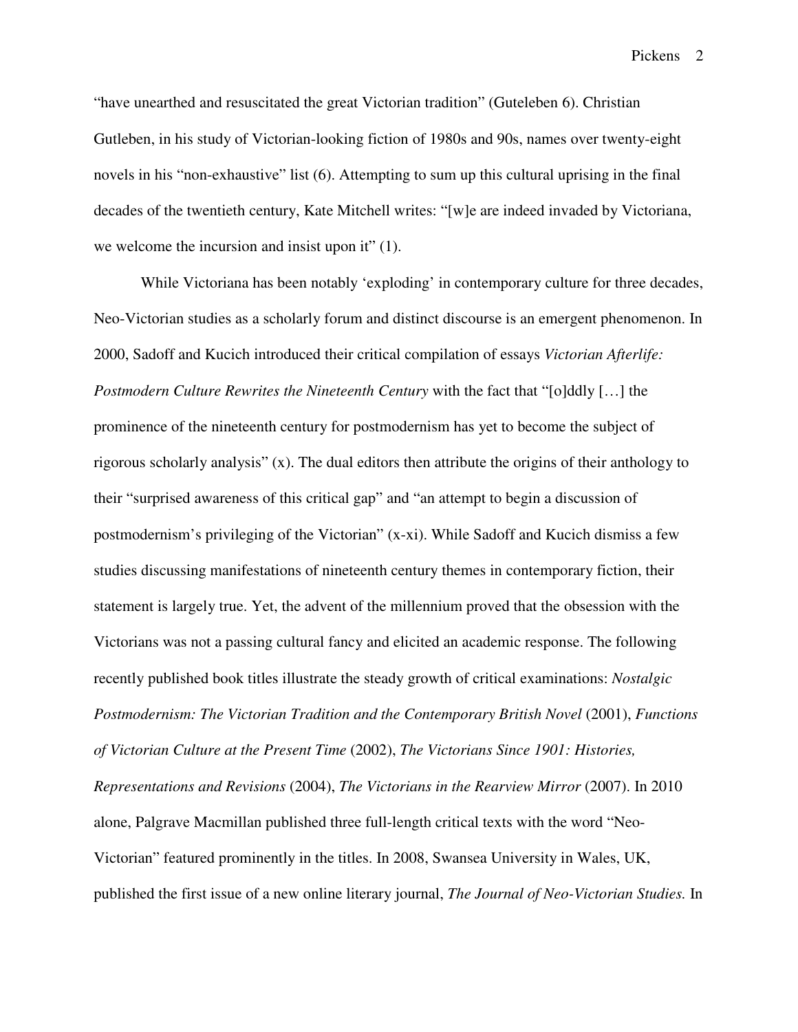"have unearthed and resuscitated the great Victorian tradition" (Guteleben 6). Christian Gutleben, in his study of Victorian-looking fiction of 1980s and 90s, names over twenty-eight novels in his "non-exhaustive" list (6). Attempting to sum up this cultural uprising in the final decades of the twentieth century, Kate Mitchell writes: "[w]e are indeed invaded by Victoriana, we welcome the incursion and insist upon it" (1).

While Victoriana has been notably 'exploding' in contemporary culture for three decades, Neo-Victorian studies as a scholarly forum and distinct discourse is an emergent phenomenon. In 2000, Sadoff and Kucich introduced their critical compilation of essays *Victorian Afterlife: Postmodern Culture Rewrites the Nineteenth Century* with the fact that "[o]ddly […] the prominence of the nineteenth century for postmodernism has yet to become the subject of rigorous scholarly analysis" (x). The dual editors then attribute the origins of their anthology to their "surprised awareness of this critical gap" and "an attempt to begin a discussion of postmodernism's privileging of the Victorian" (x-xi). While Sadoff and Kucich dismiss a few studies discussing manifestations of nineteenth century themes in contemporary fiction, their statement is largely true. Yet, the advent of the millennium proved that the obsession with the Victorians was not a passing cultural fancy and elicited an academic response. The following recently published book titles illustrate the steady growth of critical examinations: *Nostalgic Postmodernism: The Victorian Tradition and the Contemporary British Novel* (2001), *Functions of Victorian Culture at the Present Time* (2002), *The Victorians Since 1901: Histories, Representations and Revisions* (2004), *The Victorians in the Rearview Mirror* (2007). In 2010 alone, Palgrave Macmillan published three full-length critical texts with the word "Neo-Victorian" featured prominently in the titles. In 2008, Swansea University in Wales, UK, published the first issue of a new online literary journal, *The Journal of Neo-Victorian Studies.* In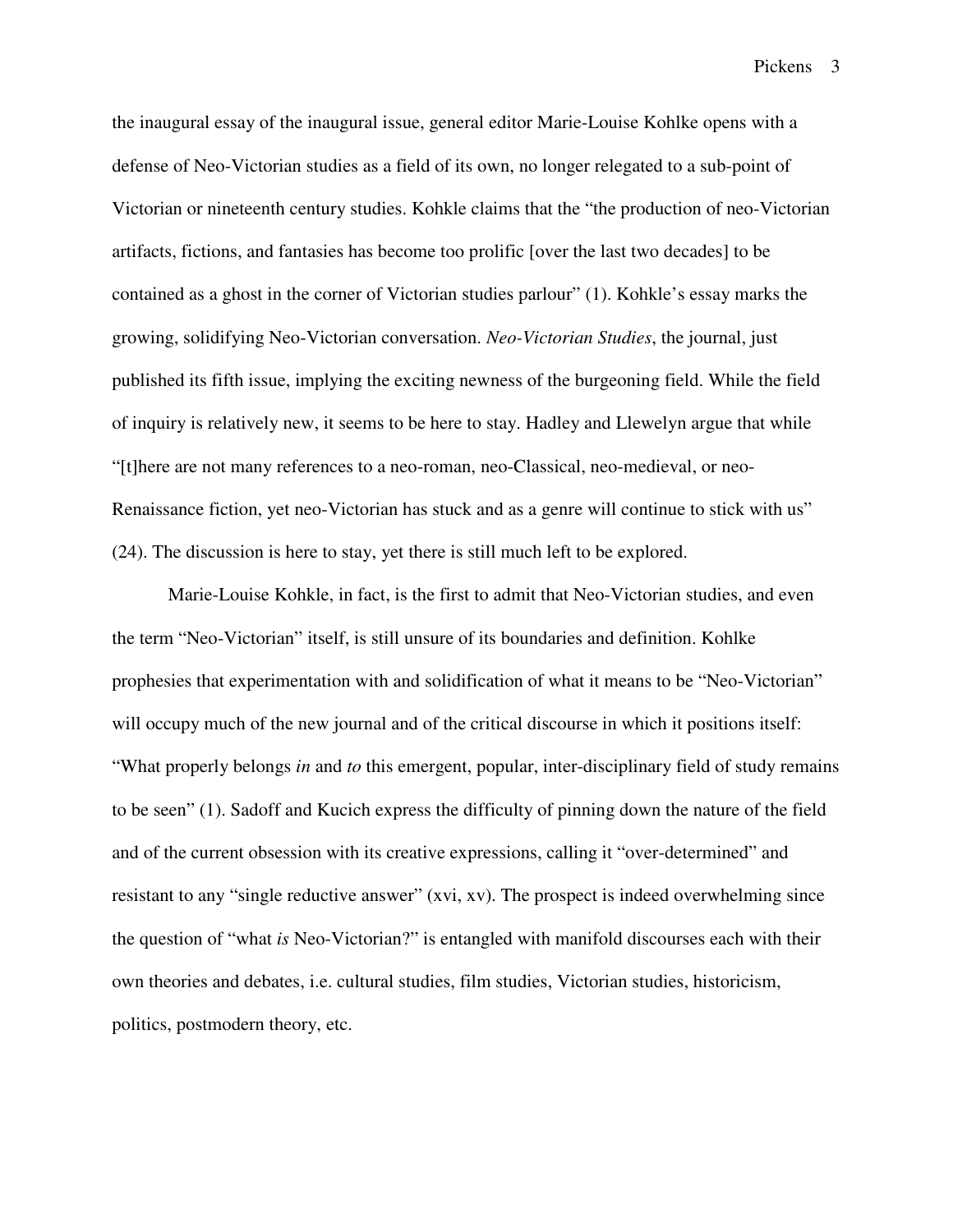the inaugural essay of the inaugural issue, general editor Marie-Louise Kohlke opens with a defense of Neo-Victorian studies as a field of its own, no longer relegated to a sub-point of Victorian or nineteenth century studies. Kohkle claims that the "the production of neo-Victorian artifacts, fictions, and fantasies has become too prolific [over the last two decades] to be contained as a ghost in the corner of Victorian studies parlour" (1). Kohkle's essay marks the growing, solidifying Neo-Victorian conversation. *Neo-Victorian Studies*, the journal, just published its fifth issue, implying the exciting newness of the burgeoning field. While the field of inquiry is relatively new, it seems to be here to stay. Hadley and Llewelyn argue that while "[t]here are not many references to a neo-roman, neo-Classical, neo-medieval, or neo-Renaissance fiction, yet neo-Victorian has stuck and as a genre will continue to stick with us" (24). The discussion is here to stay, yet there is still much left to be explored.

Marie-Louise Kohkle, in fact, is the first to admit that Neo-Victorian studies, and even the term "Neo-Victorian" itself, is still unsure of its boundaries and definition. Kohlke prophesies that experimentation with and solidification of what it means to be "Neo-Victorian" will occupy much of the new journal and of the critical discourse in which it positions itself: "What properly belongs *in* and *to* this emergent, popular, inter-disciplinary field of study remains to be seen" (1). Sadoff and Kucich express the difficulty of pinning down the nature of the field and of the current obsession with its creative expressions, calling it "over-determined" and resistant to any "single reductive answer" (xvi, xv). The prospect is indeed overwhelming since the question of "what *is* Neo-Victorian?" is entangled with manifold discourses each with their own theories and debates, i.e. cultural studies, film studies, Victorian studies, historicism, politics, postmodern theory, etc.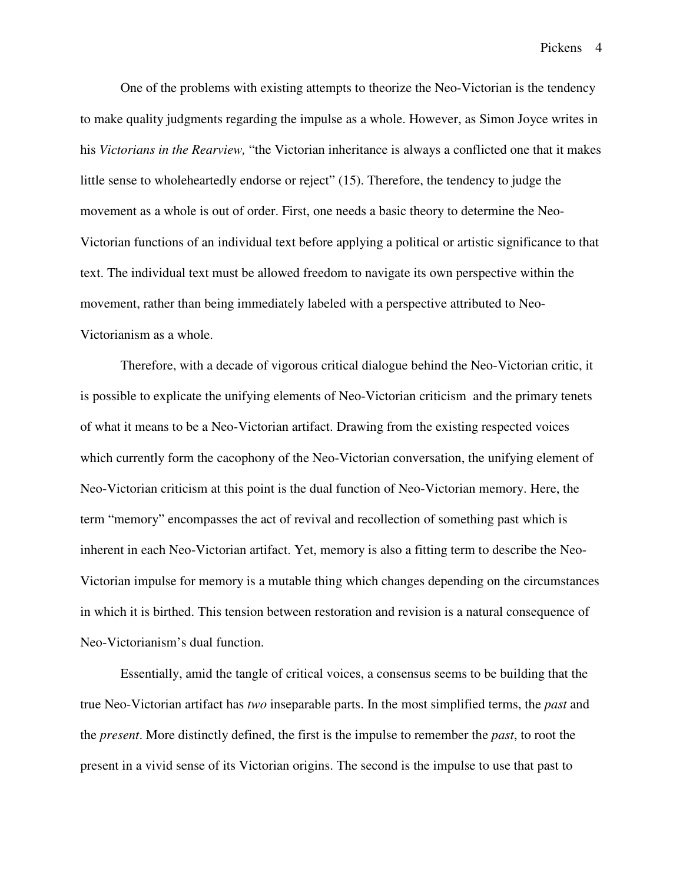One of the problems with existing attempts to theorize the Neo-Victorian is the tendency to make quality judgments regarding the impulse as a whole. However, as Simon Joyce writes in his *Victorians in the Rearview,* "the Victorian inheritance is always a conflicted one that it makes little sense to wholeheartedly endorse or reject" (15). Therefore, the tendency to judge the movement as a whole is out of order. First, one needs a basic theory to determine the Neo-Victorian functions of an individual text before applying a political or artistic significance to that text. The individual text must be allowed freedom to navigate its own perspective within the movement, rather than being immediately labeled with a perspective attributed to Neo-Victorianism as a whole.

Therefore, with a decade of vigorous critical dialogue behind the Neo-Victorian critic, it is possible to explicate the unifying elements of Neo-Victorian criticism and the primary tenets of what it means to be a Neo-Victorian artifact. Drawing from the existing respected voices which currently form the cacophony of the Neo-Victorian conversation, the unifying element of Neo-Victorian criticism at this point is the dual function of Neo-Victorian memory. Here, the term "memory" encompasses the act of revival and recollection of something past which is inherent in each Neo-Victorian artifact. Yet, memory is also a fitting term to describe the Neo-Victorian impulse for memory is a mutable thing which changes depending on the circumstances in which it is birthed. This tension between restoration and revision is a natural consequence of Neo-Victorianism's dual function.

Essentially, amid the tangle of critical voices, a consensus seems to be building that the true Neo-Victorian artifact has *two* inseparable parts. In the most simplified terms, the *past* and the *present*. More distinctly defined, the first is the impulse to remember the *past*, to root the present in a vivid sense of its Victorian origins. The second is the impulse to use that past to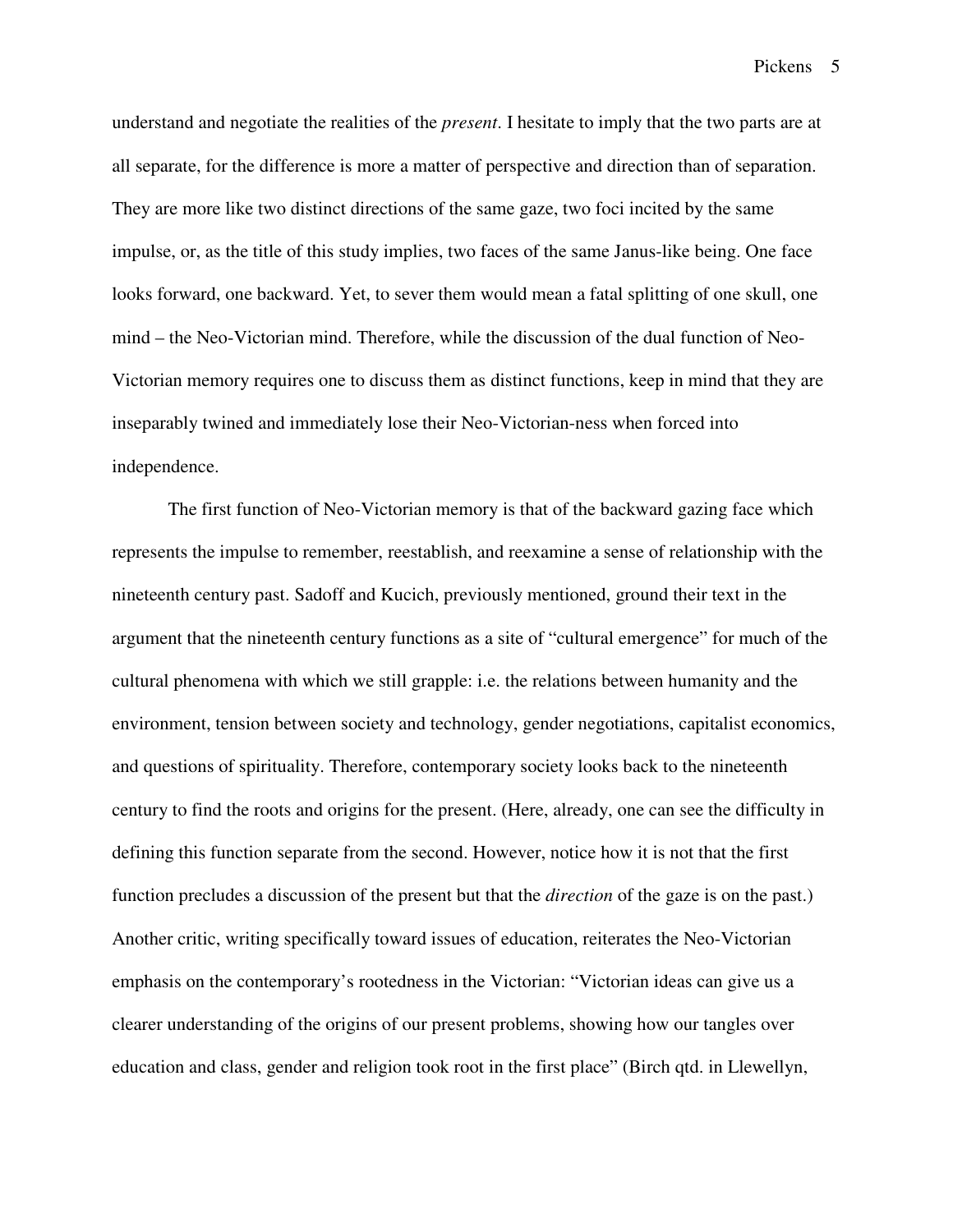understand and negotiate the realities of the *present*. I hesitate to imply that the two parts are at all separate, for the difference is more a matter of perspective and direction than of separation. They are more like two distinct directions of the same gaze, two foci incited by the same impulse, or, as the title of this study implies, two faces of the same Janus-like being. One face looks forward, one backward. Yet, to sever them would mean a fatal splitting of one skull, one mind – the Neo-Victorian mind. Therefore, while the discussion of the dual function of Neo-Victorian memory requires one to discuss them as distinct functions, keep in mind that they are inseparably twined and immediately lose their Neo-Victorian-ness when forced into independence.

The first function of Neo-Victorian memory is that of the backward gazing face which represents the impulse to remember, reestablish, and reexamine a sense of relationship with the nineteenth century past. Sadoff and Kucich, previously mentioned, ground their text in the argument that the nineteenth century functions as a site of "cultural emergence" for much of the cultural phenomena with which we still grapple: i.e. the relations between humanity and the environment, tension between society and technology, gender negotiations, capitalist economics, and questions of spirituality. Therefore, contemporary society looks back to the nineteenth century to find the roots and origins for the present. (Here, already, one can see the difficulty in defining this function separate from the second. However, notice how it is not that the first function precludes a discussion of the present but that the *direction* of the gaze is on the past.) Another critic, writing specifically toward issues of education, reiterates the Neo-Victorian emphasis on the contemporary's rootedness in the Victorian: "Victorian ideas can give us a clearer understanding of the origins of our present problems, showing how our tangles over education and class, gender and religion took root in the first place" (Birch qtd. in Llewellyn,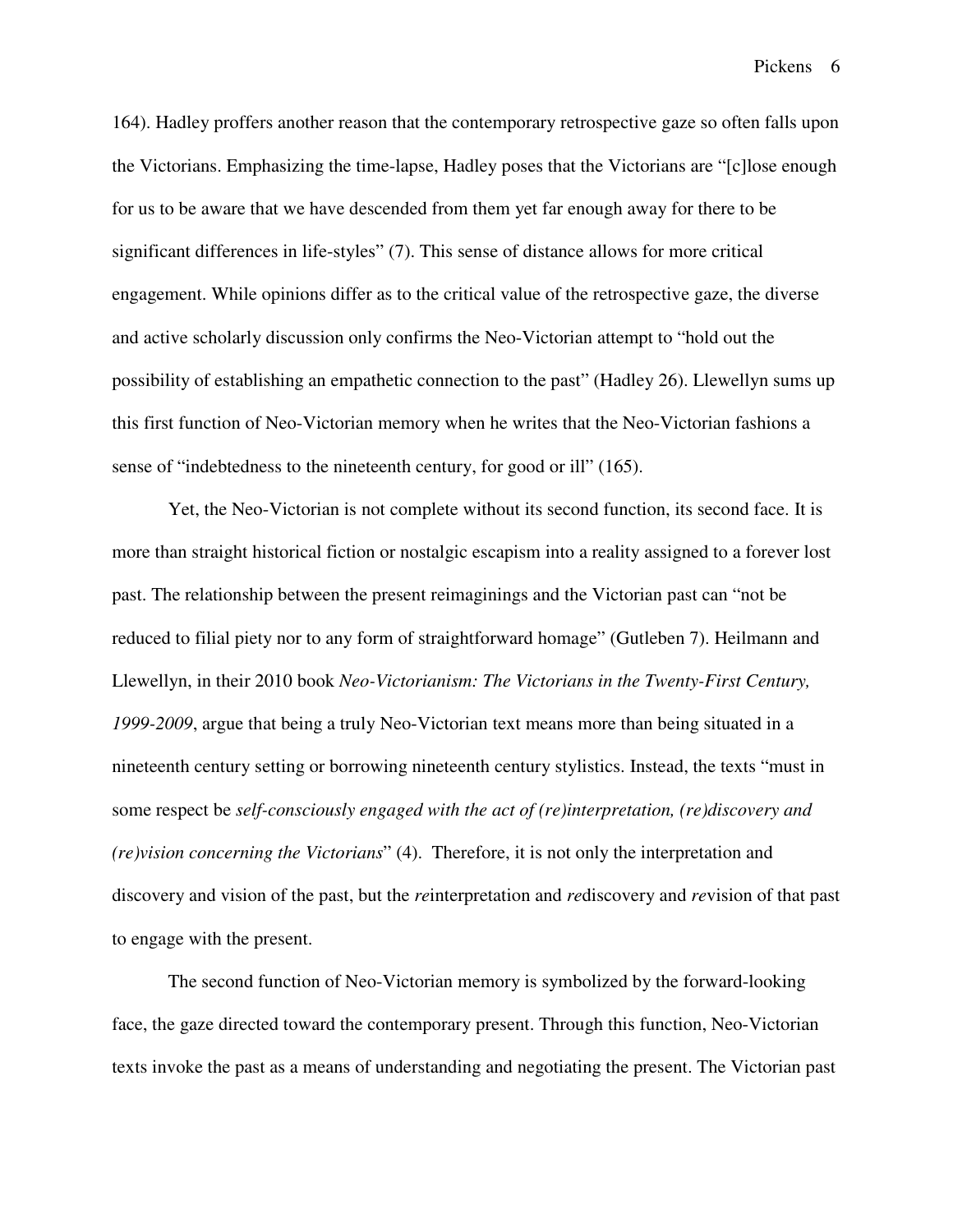164). Hadley proffers another reason that the contemporary retrospective gaze so often falls upon the Victorians. Emphasizing the time-lapse, Hadley poses that the Victorians are "[c]lose enough for us to be aware that we have descended from them yet far enough away for there to be significant differences in life-styles" (7). This sense of distance allows for more critical engagement. While opinions differ as to the critical value of the retrospective gaze, the diverse and active scholarly discussion only confirms the Neo-Victorian attempt to "hold out the possibility of establishing an empathetic connection to the past" (Hadley 26). Llewellyn sums up this first function of Neo-Victorian memory when he writes that the Neo-Victorian fashions a sense of "indebtedness to the nineteenth century, for good or ill" (165).

Yet, the Neo-Victorian is not complete without its second function, its second face. It is more than straight historical fiction or nostalgic escapism into a reality assigned to a forever lost past. The relationship between the present reimaginings and the Victorian past can "not be reduced to filial piety nor to any form of straightforward homage" (Gutleben 7). Heilmann and Llewellyn, in their 2010 book *Neo-Victorianism: The Victorians in the Twenty-First Century, 1999-2009*, argue that being a truly Neo-Victorian text means more than being situated in a nineteenth century setting or borrowing nineteenth century stylistics. Instead, the texts "must in some respect be *self-consciously engaged with the act of (re)interpretation, (re)discovery and (re)vision concerning the Victorians*" (4). Therefore, it is not only the interpretation and discovery and vision of the past, but the *re*interpretation and *re*discovery and *re*vision of that past to engage with the present.

The second function of Neo-Victorian memory is symbolized by the forward-looking face, the gaze directed toward the contemporary present. Through this function, Neo-Victorian texts invoke the past as a means of understanding and negotiating the present. The Victorian past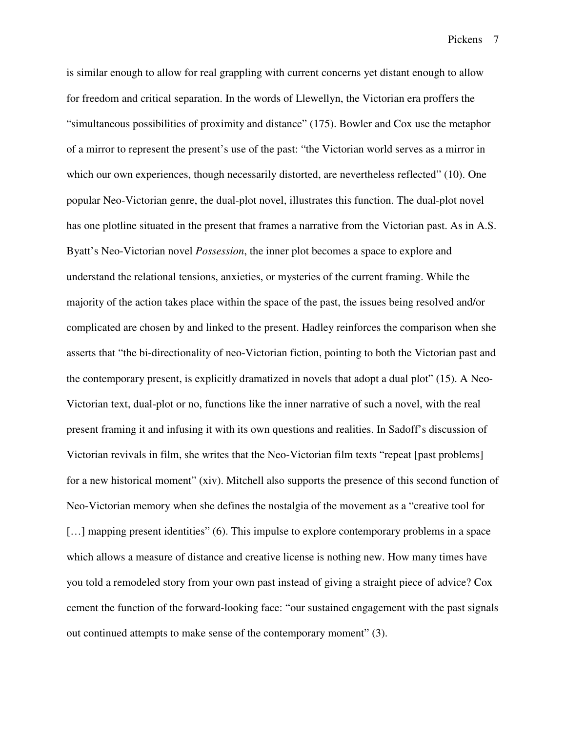is similar enough to allow for real grappling with current concerns yet distant enough to allow for freedom and critical separation. In the words of Llewellyn, the Victorian era proffers the "simultaneous possibilities of proximity and distance" (175). Bowler and Cox use the metaphor of a mirror to represent the present's use of the past: "the Victorian world serves as a mirror in which our own experiences, though necessarily distorted, are nevertheless reflected" (10). One popular Neo-Victorian genre, the dual-plot novel, illustrates this function. The dual-plot novel has one plotline situated in the present that frames a narrative from the Victorian past. As in A.S. Byatt's Neo-Victorian novel *Possession*, the inner plot becomes a space to explore and understand the relational tensions, anxieties, or mysteries of the current framing. While the majority of the action takes place within the space of the past, the issues being resolved and/or complicated are chosen by and linked to the present. Hadley reinforces the comparison when she asserts that "the bi-directionality of neo-Victorian fiction, pointing to both the Victorian past and the contemporary present, is explicitly dramatized in novels that adopt a dual plot" (15). A Neo-Victorian text, dual-plot or no, functions like the inner narrative of such a novel, with the real present framing it and infusing it with its own questions and realities. In Sadoff's discussion of Victorian revivals in film, she writes that the Neo-Victorian film texts "repeat [past problems] for a new historical moment" (xiv). Mitchell also supports the presence of this second function of Neo-Victorian memory when she defines the nostalgia of the movement as a "creative tool for [...] mapping present identities" (6). This impulse to explore contemporary problems in a space which allows a measure of distance and creative license is nothing new. How many times have you told a remodeled story from your own past instead of giving a straight piece of advice? Cox cement the function of the forward-looking face: "our sustained engagement with the past signals out continued attempts to make sense of the contemporary moment" (3).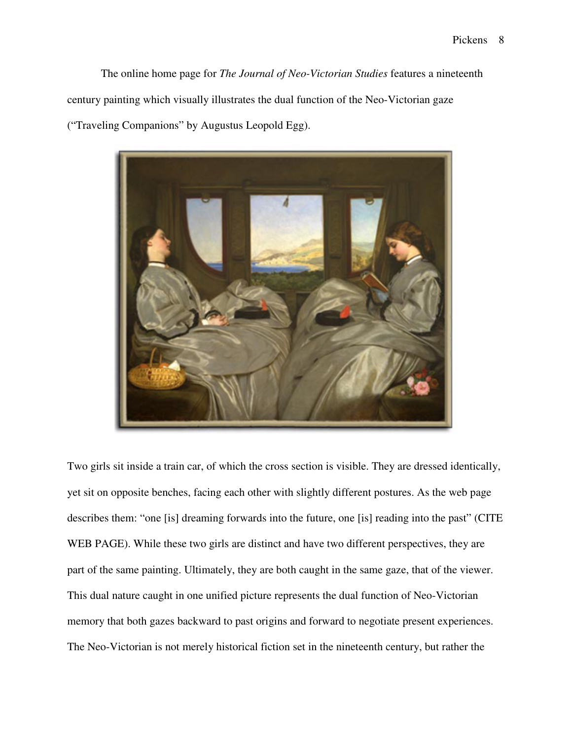The online home page for *The Journal of Neo-Victorian Studies* features a nineteenth century painting which visually illustrates the dual function of the Neo-Victorian gaze ("Traveling Companions" by Augustus Leopold Egg).

Two girls sit inside a train car, of which the cross section is visible. They are dressed identically, yet sit on opposite benches, facing each other with slightly different postures. As the web page describes them: "one [is] dreaming forwards into the future, one [is] reading into the past" (CITE WEB PAGE). While these two girls are distinct and have two different perspectives, they are part of the same painting. Ultimately, they are both caught in the same gaze, that of the viewer. This dual nature caught in one unified picture represents the dual function of Neo-Victorian memory that both gazes backward to past origins and forward to negotiate present experiences. The Neo-Victorian is not merely historical fiction set in the nineteenth century, but rather the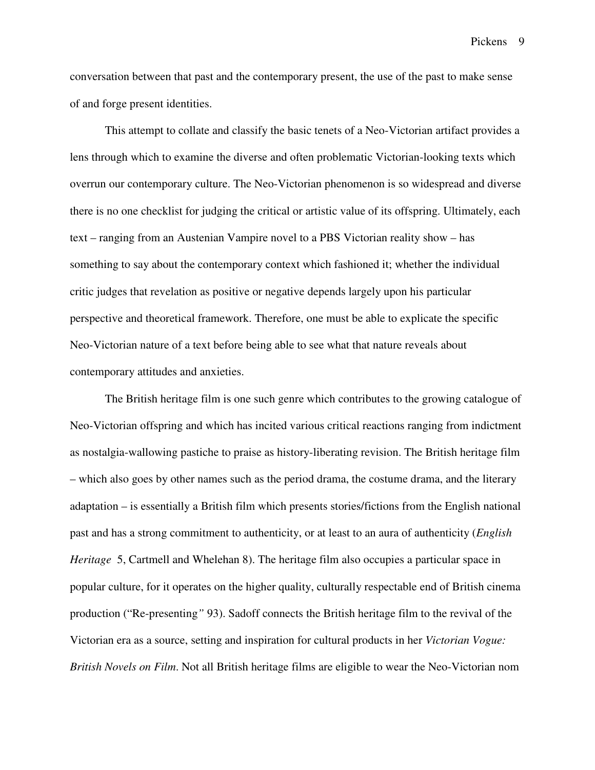conversation between that past and the contemporary present, the use of the past to make sense of and forge present identities.

This attempt to collate and classify the basic tenets of a Neo-Victorian artifact provides a lens through which to examine the diverse and often problematic Victorian-looking texts which overrun our contemporary culture. The Neo-Victorian phenomenon is so widespread and diverse there is no one checklist for judging the critical or artistic value of its offspring. Ultimately, each text – ranging from an Austenian Vampire novel to a PBS Victorian reality show – has something to say about the contemporary context which fashioned it; whether the individual critic judges that revelation as positive or negative depends largely upon his particular perspective and theoretical framework. Therefore, one must be able to explicate the specific Neo-Victorian nature of a text before being able to see what that nature reveals about contemporary attitudes and anxieties.

The British heritage film is one such genre which contributes to the growing catalogue of Neo-Victorian offspring and which has incited various critical reactions ranging from indictment as nostalgia-wallowing pastiche to praise as history-liberating revision. The British heritage film – which also goes by other names such as the period drama, the costume drama, and the literary adaptation – is essentially a British film which presents stories/fictions from the English national past and has a strong commitment to authenticity, or at least to an aura of authenticity (*English Heritage* 5, Cartmell and Whelehan 8). The heritage film also occupies a particular space in popular culture, for it operates on the higher quality, culturally respectable end of British cinema production ("Re-presenting" 93). Sadoff connects the British heritage film to the revival of the Victorian era as a source, setting and inspiration for cultural products in her *Victorian Vogue: British Novels on Film*. Not all British heritage films are eligible to wear the Neo-Victorian nom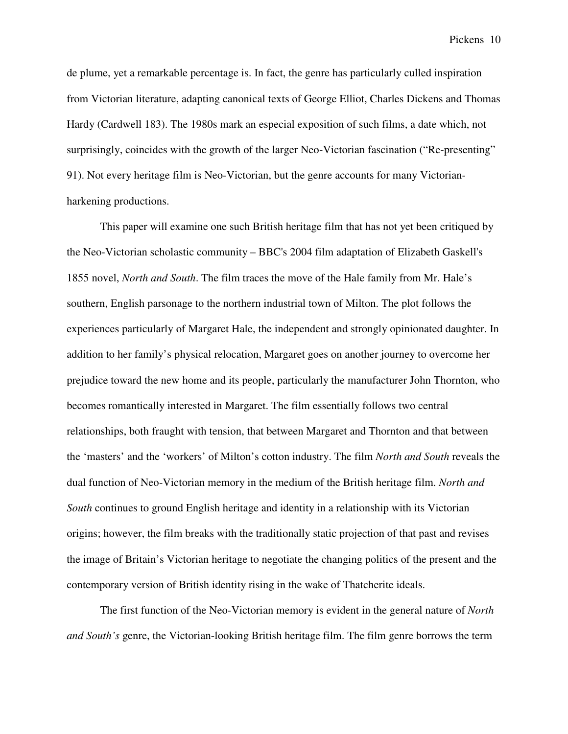de plume, yet a remarkable percentage is. In fact, the genre has particularly culled inspiration from Victorian literature, adapting canonical texts of George Elliot, Charles Dickens and Thomas Hardy (Cardwell 183). The 1980s mark an especial exposition of such films, a date which, not surprisingly, coincides with the growth of the larger Neo-Victorian fascination ("Re-presenting" 91). Not every heritage film is Neo-Victorian, but the genre accounts for many Victorian-harkening productions.

This paper will examine one such British heritage film that has not yet been critiqued by the Neo-Victorian scholastic community – BBC's 2004 film adaptation of Elizabeth Gaskell's 1855 novel, *North and South*. The film traces the move of the Hale family from Mr. Hale's southern, English parsonage to the northern industrial town of Milton. The plot follows the experiences particularly of Margaret Hale, the independent and strongly opinionated daughter. In addition to her family's physical relocation, Margaret goes on another journey to overcome her prejudice toward the new home and its people, particularly the manufacturer John Thornton, who becomes romantically interested in Margaret. The film essentially follows two central relationships, both fraught with tension, that between Margaret and Thornton and that between the 'masters' and the 'workers' of Milton's cotton industry. The film *North and South* reveals the dual function of Neo-Victorian memory in the medium of the British heritage film. *North and South* continues to ground English heritage and identity in a relationship with its Victorian origins; however, the film breaks with the traditionally static projection of that past and revises the image of Britain's Victorian heritage to negotiate the changing politics of the present and the contemporary version of British identity rising in the wake of Thatcherite ideals.

The first function of the Neo-Victorian memory is evident in the general nature of *North and South's* genre, the Victorian-looking British heritage film. The film genre borrows the term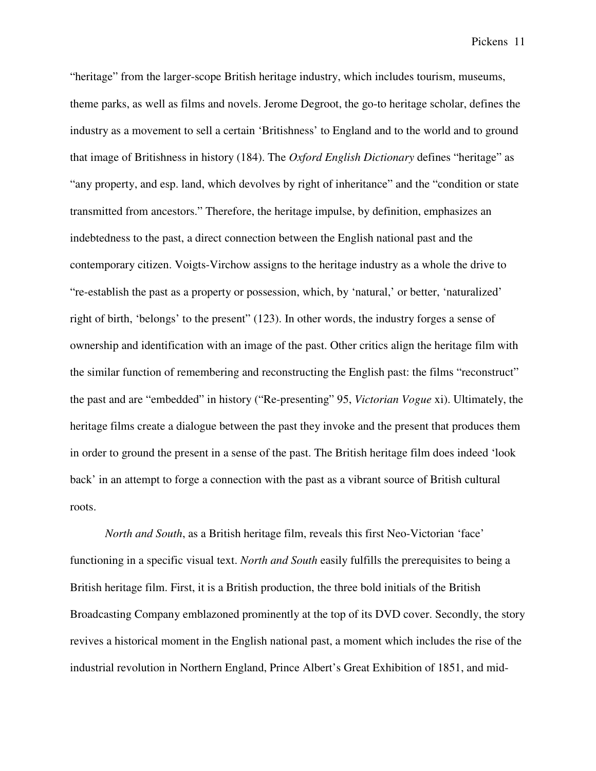“heritage” from the larger-scope British heritage industry, which includes tourism, museums, theme parks, as well as films and novels. Jerome Degroot, the go-to heritage scholar, defines the industry as a movement to sell a certain ‘Britishness’ to England and to the world and to ground that image of Britishness in history (184). The *Oxford English Dictionary* defines “heritage” as “any property, and esp. land, which devolves by right of inheritance” and the “condition or state transmitted from ancestors.” Therefore, the heritage impulse, by definition, emphasizes an indebtedness to the past, a direct connection between the English national past and the contemporary citizen. Voigts-Virchow assigns to the heritage industry as a whole the drive to “re-establish the past as a property or possession, which, by ‘natural,’ or better, ‘naturalized’ right of birth, ‘belongs’ to the present” (123). In other words, the industry forges a sense of ownership and identification with an image of the past. Other critics align the heritage film with the similar function of remembering and reconstructing the English past: the films “reconstruct” the past and are “embedded” in history (“Re-presenting” 95, *Victorian Vogue* xi). Ultimately, the heritage films create a dialogue between the past they invoke and the present that produces them in order to ground the present in a sense of the past. The British heritage film does indeed ‘look back’ in an attempt to forge a connection with the past as a vibrant source of British cultural roots.

*North and South*, as a British heritage film, reveals this first Neo-Victorian ‘face’ functioning in a specific visual text. *North and South* easily fulfills the prerequisites to being a British heritage film. First, it is a British production, the three bold initials of the British Broadcasting Company emblazoned prominently at the top of its DVD cover. Secondly, the story revives a historical moment in the English national past, a moment which includes the rise of the industrial revolution in Northern England, Prince Albert’s Great Exhibition of 1851, and mid-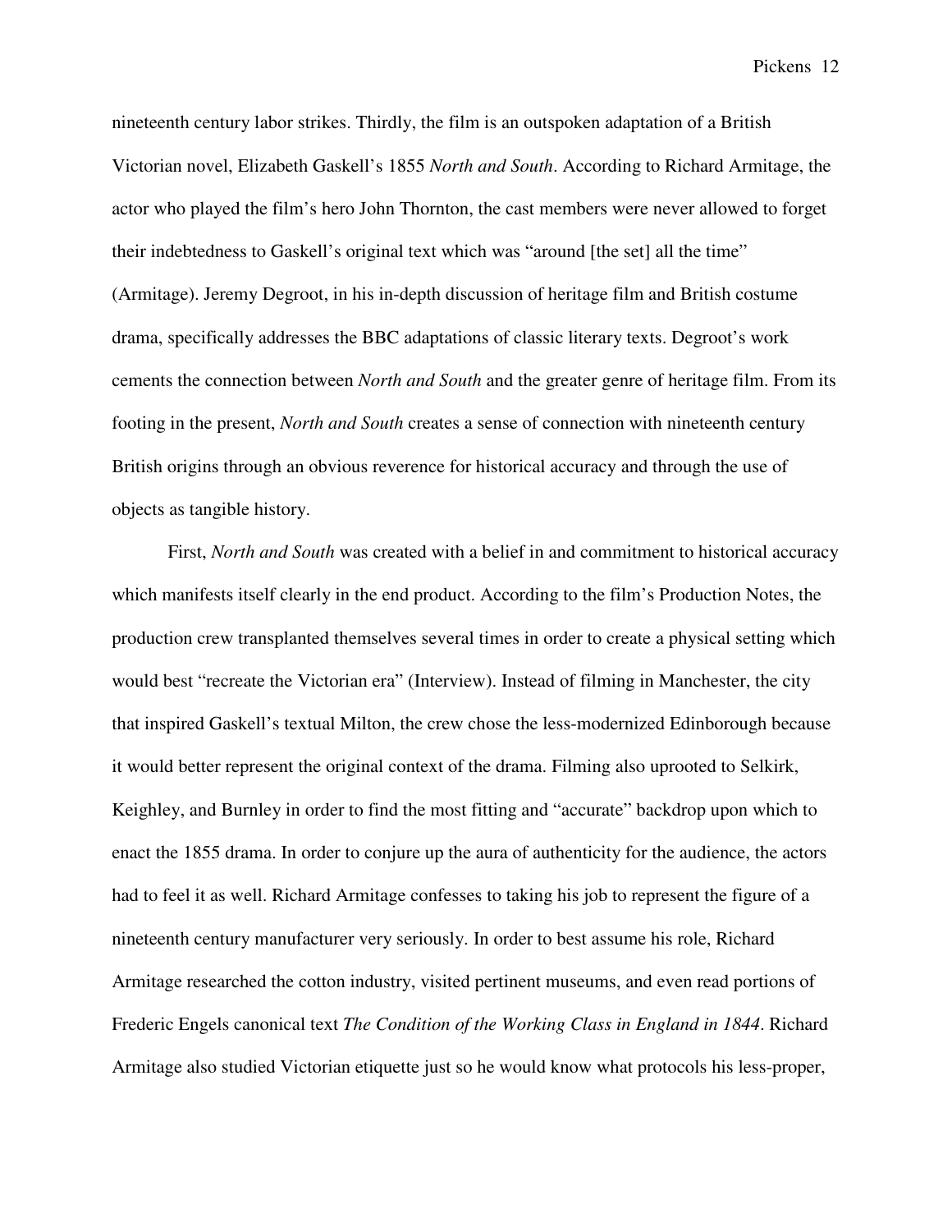nineteenth century labor strikes. Thirdly, the film is an outspoken adaptation of a British Victorian novel, Elizabeth Gaskell's 1855 *North and South*. According to Richard Armitage, the actor who played the film's hero John Thornton, the cast members were never allowed to forget their indebtedness to Gaskell's original text which was "around [the set] all the time" (Armitage). Jeremy Degroot, in his in-depth discussion of heritage film and British costume drama, specifically addresses the BBC adaptations of classic literary texts. Degroot's work cements the connection between *North and South* and the greater genre of heritage film. From its footing in the present, *North and South* creates a sense of connection with nineteenth century British origins through an obvious reverence for historical accuracy and through the use of objects as tangible history.

First, *North and South* was created with a belief in and commitment to historical accuracy which manifests itself clearly in the end product. According to the film's Production Notes, the production crew transplanted themselves several times in order to create a physical setting which would best "recreate the Victorian era" (Interview). Instead of filming in Manchester, the city that inspired Gaskell's textual Milton, the crew chose the less-modernized Edinborough because it would better represent the original context of the drama. Filming also uprooted to Selkirk, Keighley, and Burnley in order to find the most fitting and "accurate" backdrop upon which to enact the 1855 drama. In order to conjure up the aura of authenticity for the audience, the actors had to feel it as well. Richard Armitage confesses to taking his job to represent the figure of a nineteenth century manufacturer very seriously. In order to best assume his role, Richard Armitage researched the cotton industry, visited pertinent museums, and even read portions of Frederic Engels canonical text *The Condition of the Working Class in England in 1844*. Richard Armitage also studied Victorian etiquette just so he would know what protocols his less-proper,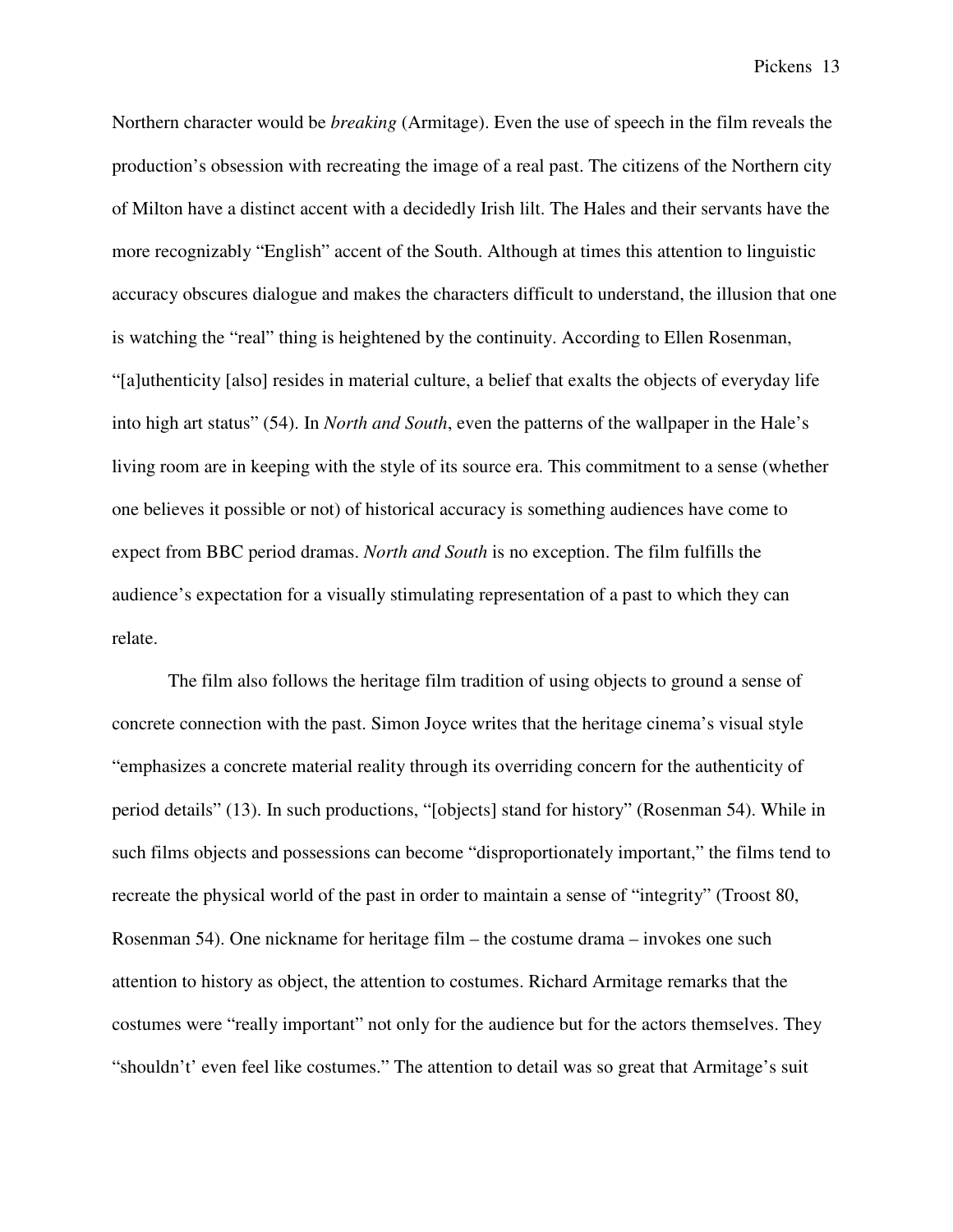Northern character would be *breaking* (Armitage). Even the use of speech in the film reveals the production's obsession with recreating the image of a real past. The citizens of the Northern city of Milton have a distinct accent with a decidedly Irish lilt. The Hales and their servants have the more recognizably "English" accent of the South. Although at times this attention to linguistic accuracy obscures dialogue and makes the characters difficult to understand, the illusion that one is watching the "real" thing is heightened by the continuity. According to Ellen Rosenman, "[a]uthenticity [also] resides in material culture, a belief that exalts the objects of everyday life into high art status" (54). In *North and South*, even the patterns of the wallpaper in the Hale's living room are in keeping with the style of its source era. This commitment to a sense (whether one believes it possible or not) of historical accuracy is something audiences have come to expect from BBC period dramas. *North and South* is no exception. The film fulfills the audience's expectation for a visually stimulating representation of a past to which they can relate.

The film also follows the heritage film tradition of using objects to ground a sense of concrete connection with the past. Simon Joyce writes that the heritage cinema's visual style "emphasizes a concrete material reality through its overriding concern for the authenticity of period details" (13). In such productions, "[objects] stand for history" (Rosenman 54). While in such films objects and possessions can become "disproportionately important," the films tend to recreate the physical world of the past in order to maintain a sense of "integrity" (Troost 80, Rosenman 54). One nickname for heritage film – the costume drama – invokes one such attention to history as object, the attention to costumes. Richard Armitage remarks that the costumes were "really important" not only for the audience but for the actors themselves. They "shouldn't' even feel like costumes." The attention to detail was so great that Armitage's suit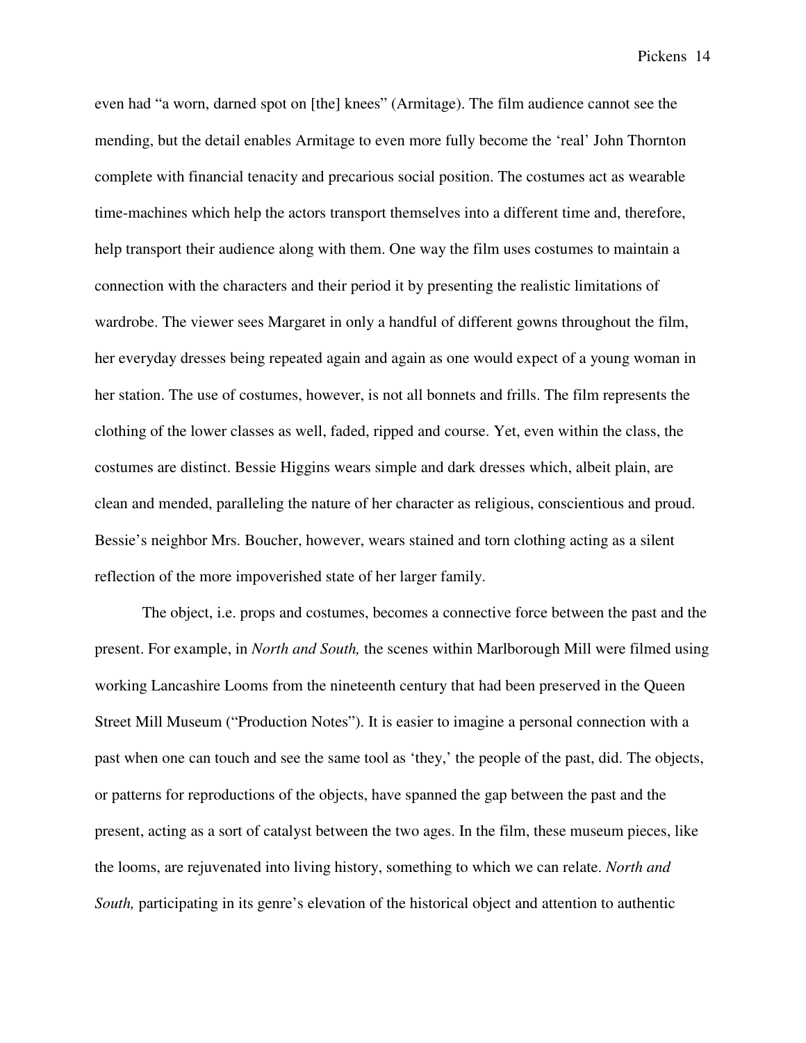even had "a worn, darned spot on [the] knees" (Armitage). The film audience cannot see the mending, but the detail enables Armitage to even more fully become the 'real' John Thornton complete with financial tenacity and precarious social position. The costumes act as wearable time-machines which help the actors transport themselves into a different time and, therefore, help transport their audience along with them. One way the film uses costumes to maintain a connection with the characters and their period it by presenting the realistic limitations of wardrobe. The viewer sees Margaret in only a handful of different gowns throughout the film, her everyday dresses being repeated again and again as one would expect of a young woman in her station. The use of costumes, however, is not all bonnets and frills. The film represents the clothing of the lower classes as well, faded, ripped and course. Yet, even within the class, the costumes are distinct. Bessie Higgins wears simple and dark dresses which, albeit plain, are clean and mended, paralleling the nature of her character as religious, conscientious and proud. Bessie's neighbor Mrs. Boucher, however, wears stained and torn clothing acting as a silent reflection of the more impoverished state of her larger family.

The object, i.e. props and costumes, becomes a connective force between the past and the present. For example, in *North and South,* the scenes within Marlborough Mill were filmed using working Lancashire Looms from the nineteenth century that had been preserved in the Queen Street Mill Museum ("Production Notes"). It is easier to imagine a personal connection with a past when one can touch and see the same tool as 'they,' the people of the past, did. The objects, or patterns for reproductions of the objects, have spanned the gap between the past and the present, acting as a sort of catalyst between the two ages. In the film, these museum pieces, like the looms, are rejuvenated into living history, something to which we can relate. *North and South,* participating in its genre's elevation of the historical object and attention to authentic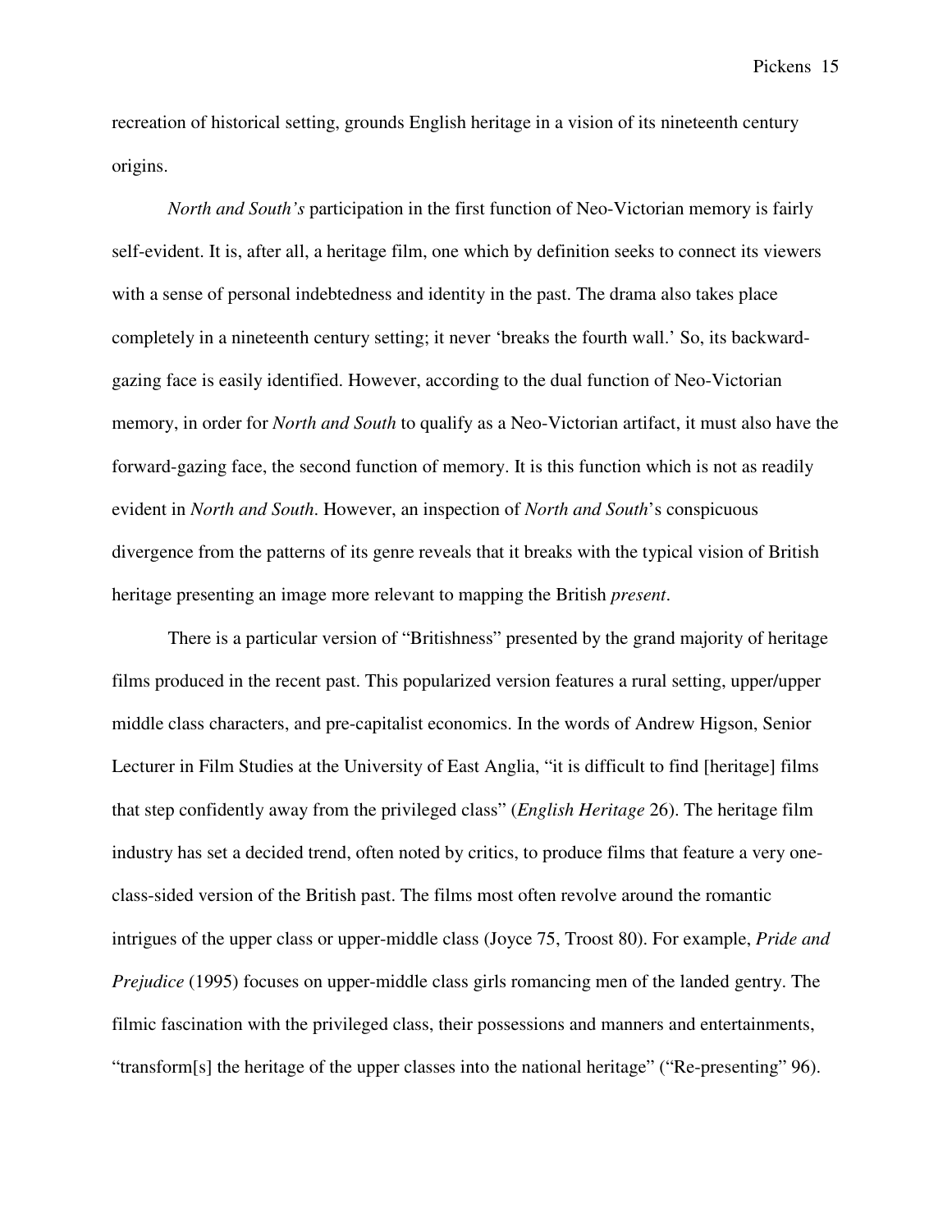recreation of historical setting, grounds English heritage in a vision of its nineteenth century origins.

*North and South's* participation in the first function of Neo-Victorian memory is fairly self-evident. It is, after all, a heritage film, one which by definition seeks to connect its viewers with a sense of personal indebtedness and identity in the past. The drama also takes place completely in a nineteenth century setting; it never 'breaks the fourth wall.' So, its backward-gazing face is easily identified. However, according to the dual function of Neo-Victorian memory, in order for *North and South* to qualify as a Neo-Victorian artifact, it must also have the forward-gazing face, the second function of memory. It is this function which is not as readily evident in *North and South*. However, an inspection of *North and South*'s conspicuous divergence from the patterns of its genre reveals that it breaks with the typical vision of British heritage presenting an image more relevant to mapping the British *present*.

There is a particular version of "Britishness" presented by the grand majority of heritage films produced in the recent past. This popularized version features a rural setting, upper/upper middle class characters, and pre-capitalist economics. In the words of Andrew Higson, Senior Lecturer in Film Studies at the University of East Anglia, "it is difficult to find [heritage] films that step confidently away from the privileged class" (*English Heritage* 26). The heritage film industry has set a decided trend, often noted by critics, to produce films that feature a very one-class-sided version of the British past. The films most often revolve around the romantic intrigues of the upper class or upper-middle class (Joyce 75, Troost 80). For example, *Pride and Prejudice* (1995) focuses on upper-middle class girls romancing men of the landed gentry. The filmic fascination with the privileged class, their possessions and manners and entertainments, "transform[s] the heritage of the upper classes into the national heritage" ("Re-presenting" 96).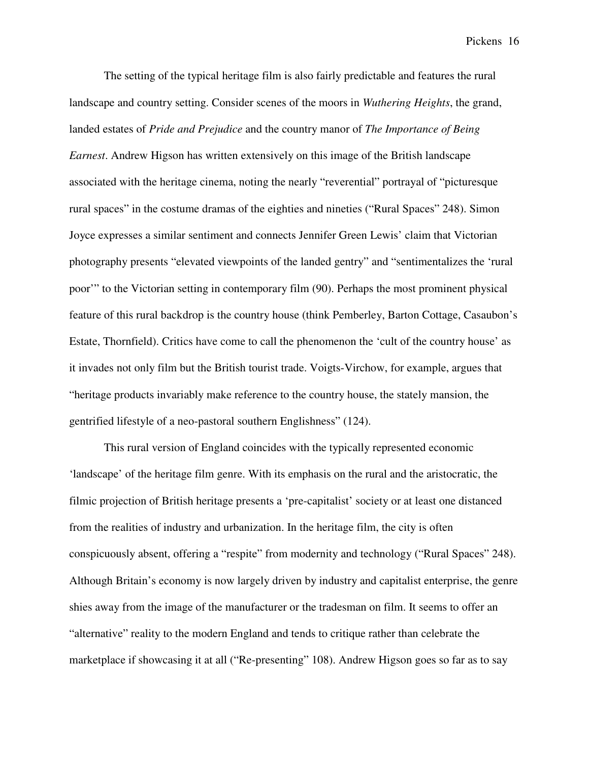The setting of the typical heritage film is also fairly predictable and features the rural landscape and country setting. Consider scenes of the moors in *Wuthering Heights*, the grand, landed estates of *Pride and Prejudice* and the country manor of *The Importance of Being Earnest*. Andrew Higson has written extensively on this image of the British landscape associated with the heritage cinema, noting the nearly "reverential" portrayal of "picturesque rural spaces" in the costume dramas of the eighties and nineties ("Rural Spaces" 248). Simon Joyce expresses a similar sentiment and connects Jennifer Green Lewis' claim that Victorian photography presents "elevated viewpoints of the landed gentry" and "sentimentalizes the 'rural poor'" to the Victorian setting in contemporary film (90). Perhaps the most prominent physical feature of this rural backdrop is the country house (think Pemberley, Barton Cottage, Casaubon's Estate, Thornfield). Critics have come to call the phenomenon the 'cult of the country house' as it invades not only film but the British tourist trade. Voigts-Virchow, for example, argues that "heritage products invariably make reference to the country house, the stately mansion, the gentrified lifestyle of a neo-pastoral southern Englishness" (124).

This rural version of England coincides with the typically represented economic 'landscape' of the heritage film genre. With its emphasis on the rural and the aristocratic, the filmic projection of British heritage presents a 'pre-capitalist' society or at least one distanced from the realities of industry and urbanization. In the heritage film, the city is often conspicuously absent, offering a "respite" from modernity and technology ("Rural Spaces" 248). Although Britain's economy is now largely driven by industry and capitalist enterprise, the genre shies away from the image of the manufacturer or the tradesman on film. It seems to offer an "alternative" reality to the modern England and tends to critique rather than celebrate the marketplace if showcasing it at all ("Re-presenting" 108). Andrew Higson goes so far as to say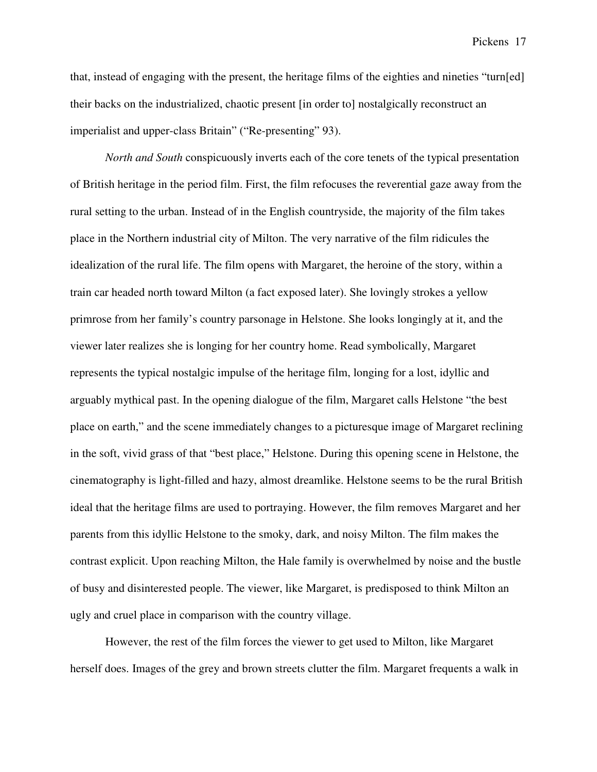that, instead of engaging with the present, the heritage films of the eighties and nineties "turn[ed] their backs on the industrialized, chaotic present [in order to] nostalgically reconstruct an imperialist and upper-class Britain" ("Re-presenting" 93).

*North and South* conspicuously inverts each of the core tenets of the typical presentation of British heritage in the period film. First, the film refocuses the reverential gaze away from the rural setting to the urban. Instead of in the English countryside, the majority of the film takes place in the Northern industrial city of Milton. The very narrative of the film ridicules the idealization of the rural life. The film opens with Margaret, the heroine of the story, within a train car headed north toward Milton (a fact exposed later). She lovingly strokes a yellow primrose from her family's country parsonage in Helstone. She looks longingly at it, and the viewer later realizes she is longing for her country home. Read symbolically, Margaret represents the typical nostalgic impulse of the heritage film, longing for a lost, idyllic and arguably mythical past. In the opening dialogue of the film, Margaret calls Helstone "the best place on earth," and the scene immediately changes to a picturesque image of Margaret reclining in the soft, vivid grass of that "best place," Helstone. During this opening scene in Helstone, the cinematography is light-filled and hazy, almost dreamlike. Helstone seems to be the rural British ideal that the heritage films are used to portraying. However, the film removes Margaret and her parents from this idyllic Helstone to the smoky, dark, and noisy Milton. The film makes the contrast explicit. Upon reaching Milton, the Hale family is overwhelmed by noise and the bustle of busy and disinterested people. The viewer, like Margaret, is predisposed to think Milton an ugly and cruel place in comparison with the country village.

However, the rest of the film forces the viewer to get used to Milton, like Margaret herself does. Images of the grey and brown streets clutter the film. Margaret frequents a walk in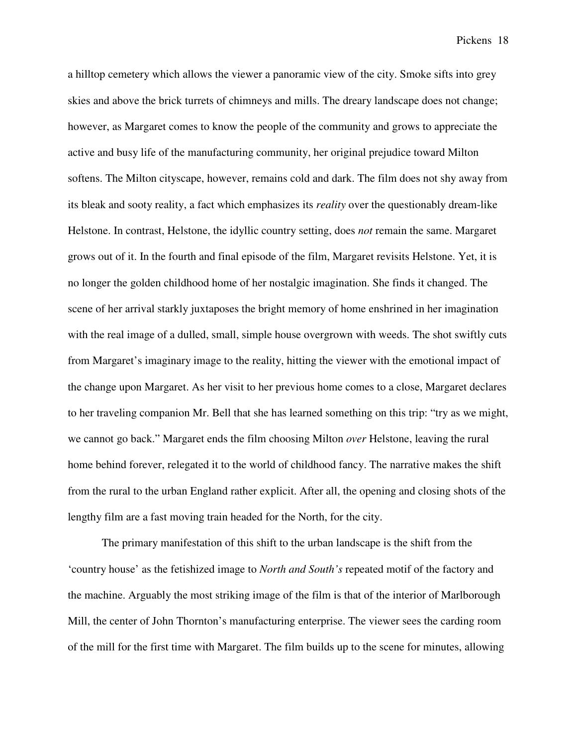a hilltop cemetery which allows the viewer a panoramic view of the city. Smoke sifts into grey skies and above the brick turrets of chimneys and mills. The dreary landscape does not change; however, as Margaret comes to know the people of the community and grows to appreciate the active and busy life of the manufacturing community, her original prejudice toward Milton softens. The Milton cityscape, however, remains cold and dark. The film does not shy away from its bleak and sooty reality, a fact which emphasizes its *reality* over the questionably dream-like Helstone. In contrast, Helstone, the idyllic country setting, does *not* remain the same. Margaret grows out of it. In the fourth and final episode of the film, Margaret revisits Helstone. Yet, it is no longer the golden childhood home of her nostalgic imagination. She finds it changed. The scene of her arrival starkly juxtaposes the bright memory of home enshrined in her imagination with the real image of a dulled, small, simple house overgrown with weeds. The shot swiftly cuts from Margaret's imaginary image to the reality, hitting the viewer with the emotional impact of the change upon Margaret. As her visit to her previous home comes to a close, Margaret declares to her traveling companion Mr. Bell that she has learned something on this trip: "try as we might, we cannot go back." Margaret ends the film choosing Milton *over* Helstone, leaving the rural home behind forever, relegated it to the world of childhood fancy. The narrative makes the shift from the rural to the urban England rather explicit. After all, the opening and closing shots of the lengthy film are a fast moving train headed for the North, for the city.

The primary manifestation of this shift to the urban landscape is the shift from the 'country house' as the fetishized image to *North and South's* repeated motif of the factory and the machine. Arguably the most striking image of the film is that of the interior of Marlborough Mill, the center of John Thornton's manufacturing enterprise. The viewer sees the carding room of the mill for the first time with Margaret. The film builds up to the scene for minutes, allowing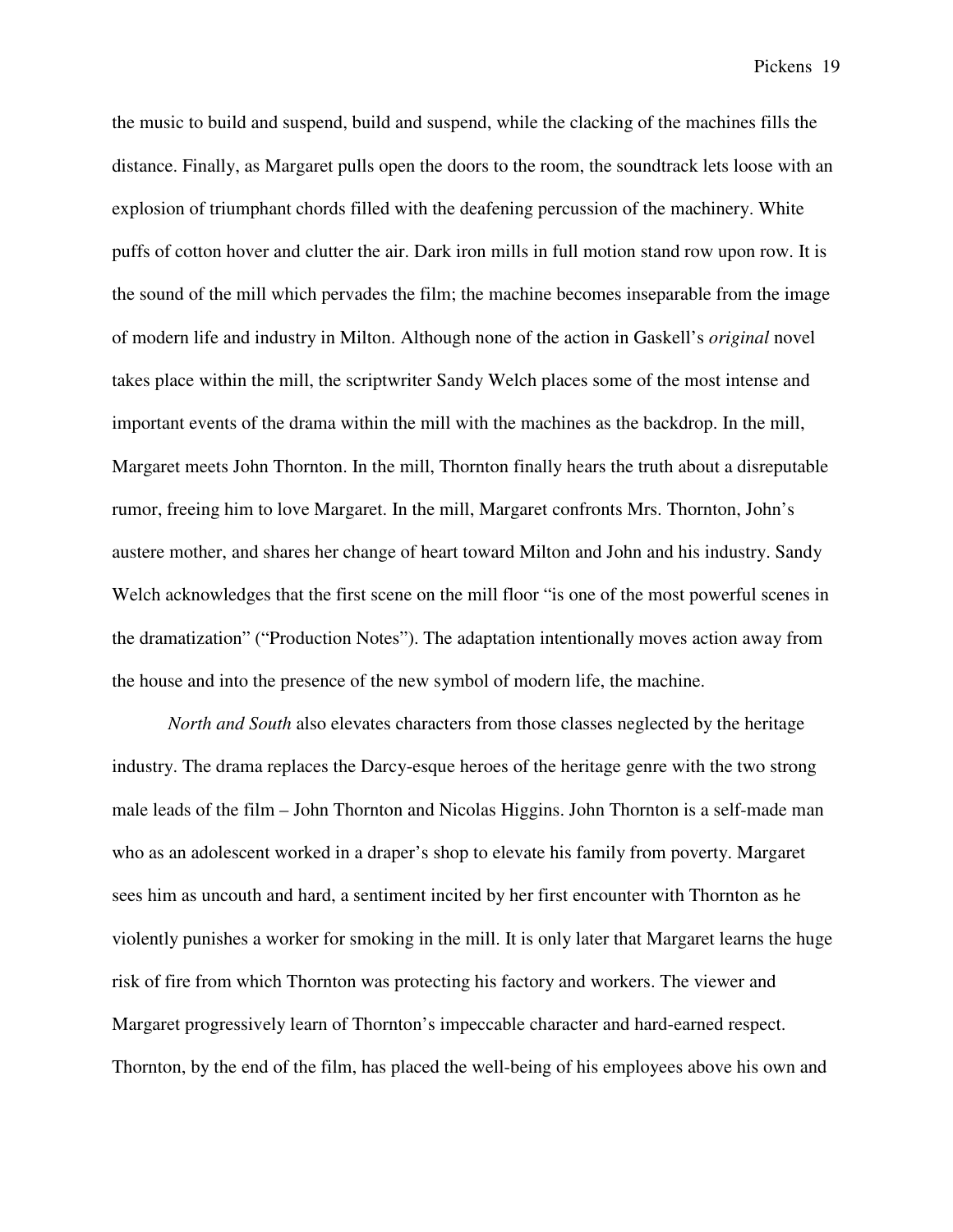the music to build and suspend, build and suspend, while the clacking of the machines fills the distance. Finally, as Margaret pulls open the doors to the room, the soundtrack lets loose with an explosion of triumphant chords filled with the deafening percussion of the machinery. White puffs of cotton hover and clutter the air. Dark iron mills in full motion stand row upon row. It is the sound of the mill which pervades the film; the machine becomes inseparable from the image of modern life and industry in Milton. Although none of the action in Gaskell's *original* novel takes place within the mill, the scriptwriter Sandy Welch places some of the most intense and important events of the drama within the mill with the machines as the backdrop. In the mill, Margaret meets John Thornton. In the mill, Thornton finally hears the truth about a disreputable rumor, freeing him to love Margaret. In the mill, Margaret confronts Mrs. Thornton, John's austere mother, and shares her change of heart toward Milton and John and his industry. Sandy Welch acknowledges that the first scene on the mill floor "is one of the most powerful scenes in the dramatization" ("Production Notes"). The adaptation intentionally moves action away from the house and into the presence of the new symbol of modern life, the machine.

*North and South* also elevates characters from those classes neglected by the heritage industry. The drama replaces the Darcy-esque heroes of the heritage genre with the two strong male leads of the film – John Thornton and Nicolas Higgins. John Thornton is a self-made man who as an adolescent worked in a draper's shop to elevate his family from poverty. Margaret sees him as uncouth and hard, a sentiment incited by her first encounter with Thornton as he violently punishes a worker for smoking in the mill. It is only later that Margaret learns the huge risk of fire from which Thornton was protecting his factory and workers. The viewer and Margaret progressively learn of Thornton's impeccable character and hard-earned respect. Thornton, by the end of the film, has placed the well-being of his employees above his own and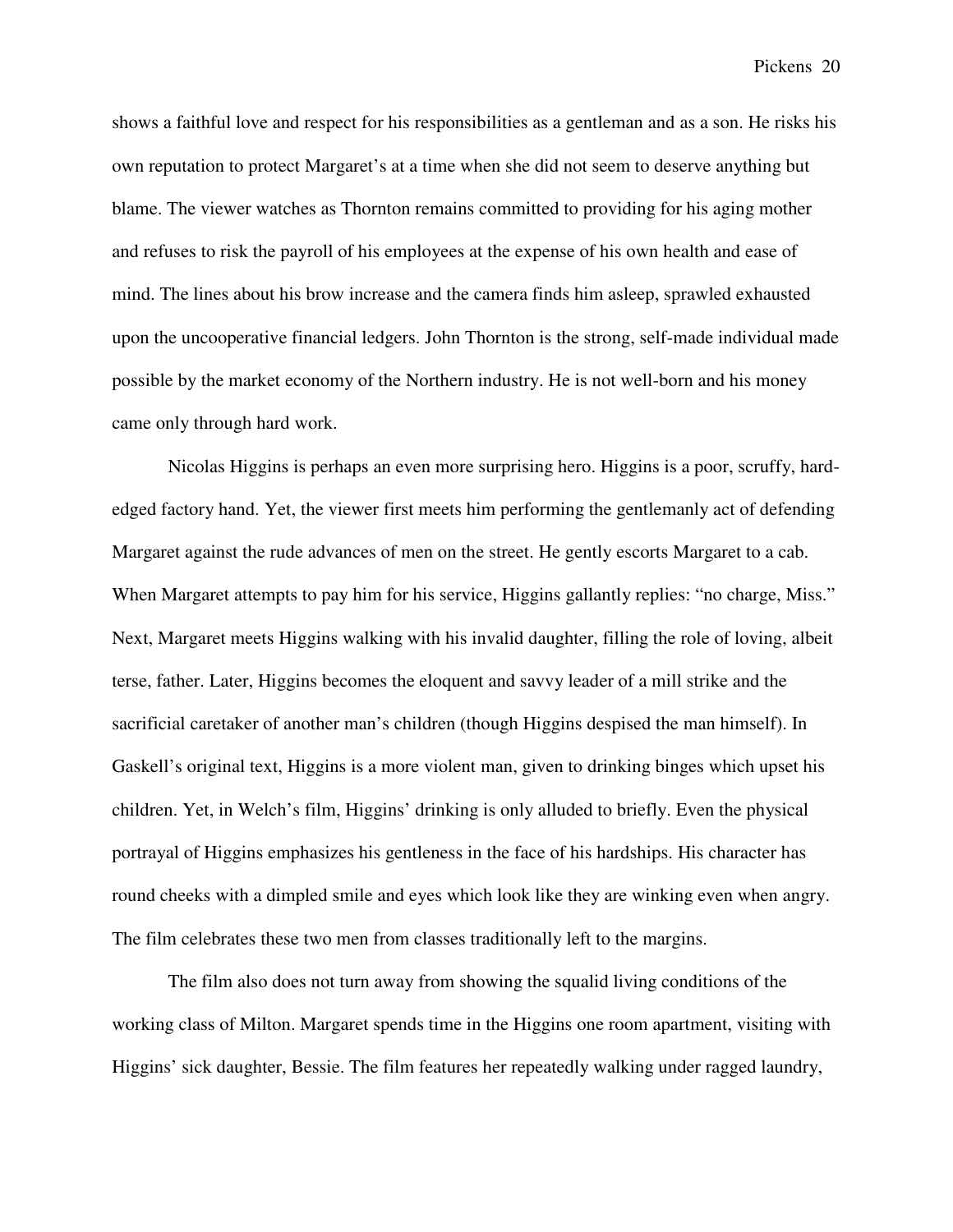shows a faithful love and respect for his responsibilities as a gentleman and as a son. He risks his own reputation to protect Margaret's at a time when she did not seem to deserve anything but blame. The viewer watches as Thornton remains committed to providing for his aging mother and refuses to risk the payroll of his employees at the expense of his own health and ease of mind. The lines about his brow increase and the camera finds him asleep, sprawled exhausted upon the uncooperative financial ledgers. John Thornton is the strong, self-made individual made possible by the market economy of the Northern industry. He is not well-born and his money came only through hard work.

Nicolas Higgins is perhaps an even more surprising hero. Higgins is a poor, scruffy, hard-edged factory hand. Yet, the viewer first meets him performing the gentlemanly act of defending Margaret against the rude advances of men on the street. He gently escorts Margaret to a cab. When Margaret attempts to pay him for his service, Higgins gallantly replies: "no charge, Miss." Next, Margaret meets Higgins walking with his invalid daughter, filling the role of loving, albeit terse, father. Later, Higgins becomes the eloquent and savvy leader of a mill strike and the sacrificial caretaker of another man's children (though Higgins despised the man himself). In Gaskell's original text, Higgins is a more violent man, given to drinking binges which upset his children. Yet, in Welch's film, Higgins' drinking is only alluded to briefly. Even the physical portrayal of Higgins emphasizes his gentleness in the face of his hardships. His character has round cheeks with a dimpled smile and eyes which look like they are winking even when angry. The film celebrates these two men from classes traditionally left to the margins.

The film also does not turn away from showing the squalid living conditions of the working class of Milton. Margaret spends time in the Higgins one room apartment, visiting with Higgins' sick daughter, Bessie. The film features her repeatedly walking under ragged laundry,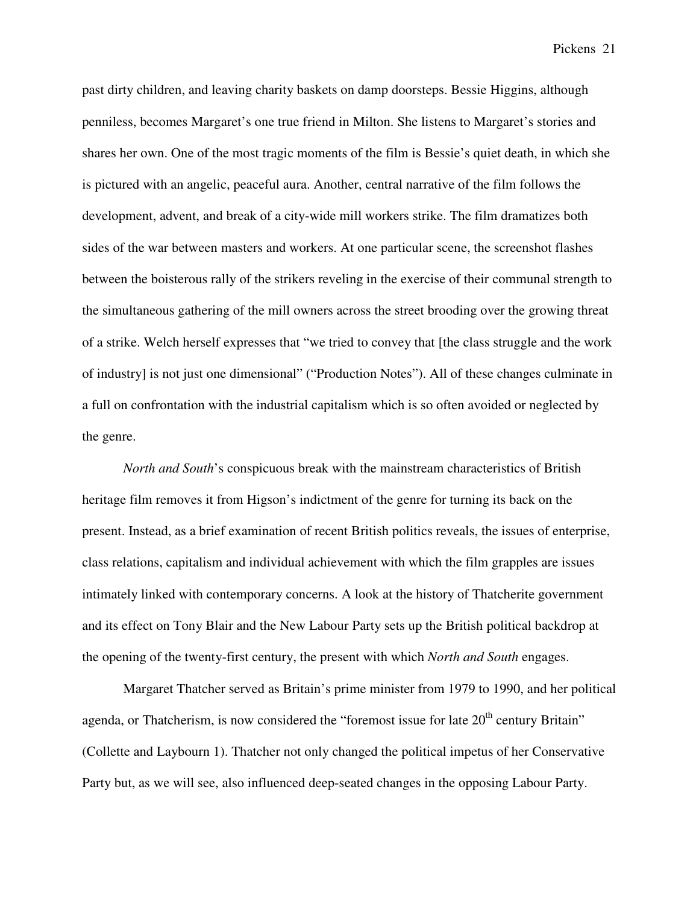past dirty children, and leaving charity baskets on damp doorsteps. Bessie Higgins, although penniless, becomes Margaret's one true friend in Milton. She listens to Margaret's stories and shares her own. One of the most tragic moments of the film is Bessie's quiet death, in which she is pictured with an angelic, peaceful aura. Another, central narrative of the film follows the development, advent, and break of a city-wide mill workers strike. The film dramatizes both sides of the war between masters and workers. At one particular scene, the screenshot flashes between the boisterous rally of the strikers reveling in the exercise of their communal strength to the simultaneous gathering of the mill owners across the street brooding over the growing threat of a strike. Welch herself expresses that "we tried to convey that [the class struggle and the work of industry] is not just one dimensional" ("Production Notes"). All of these changes culminate in a full on confrontation with the industrial capitalism which is so often avoided or neglected by the genre.

*North and South*'s conspicuous break with the mainstream characteristics of British heritage film removes it from Higson's indictment of the genre for turning its back on the present. Instead, as a brief examination of recent British politics reveals, the issues of enterprise, class relations, capitalism and individual achievement with which the film grapples are issues intimately linked with contemporary concerns. A look at the history of Thatcherite government and its effect on Tony Blair and the New Labour Party sets up the British political backdrop at the opening of the twenty-first century, the present with which *North and South* engages.

Margaret Thatcher served as Britain's prime minister from 1979 to 1990, and her political agenda, or Thatcherism, is now considered the "foremost issue for late 20$^{th}$ century Britain" (Collette and Laybourn 1). Thatcher not only changed the political impetus of her Conservative Party but, as we will see, also influenced deep-seated changes in the opposing Labour Party.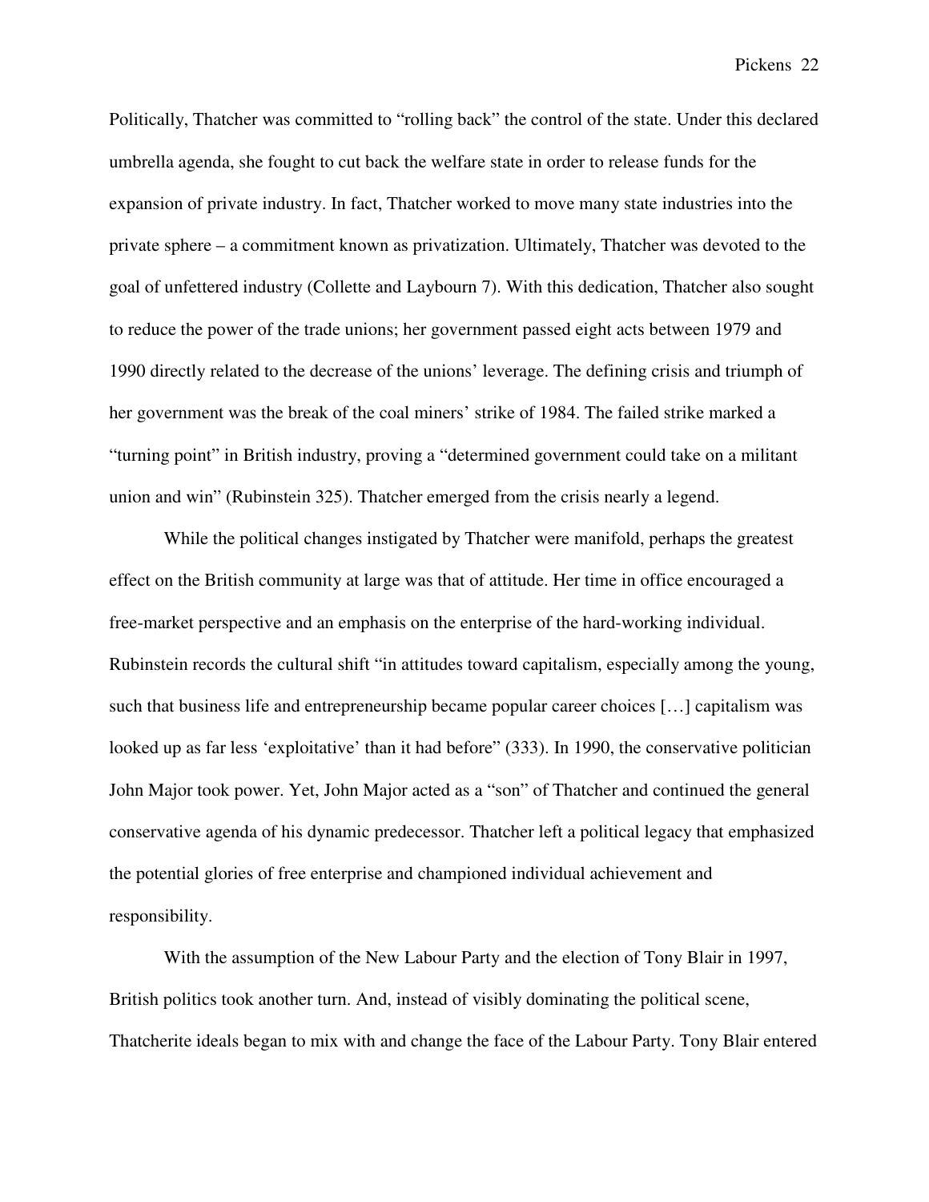Politically, Thatcher was committed to "rolling back" the control of the state. Under this declared umbrella agenda, she fought to cut back the welfare state in order to release funds for the expansion of private industry. In fact, Thatcher worked to move many state industries into the private sphere – a commitment known as privatization. Ultimately, Thatcher was devoted to the goal of unfettered industry (Collette and Laybourn 7). With this dedication, Thatcher also sought to reduce the power of the trade unions; her government passed eight acts between 1979 and 1990 directly related to the decrease of the unions' leverage. The defining crisis and triumph of her government was the break of the coal miners' strike of 1984. The failed strike marked a "turning point" in British industry, proving a "determined government could take on a militant union and win" (Rubinstein 325). Thatcher emerged from the crisis nearly a legend.

While the political changes instigated by Thatcher were manifold, perhaps the greatest effect on the British community at large was that of attitude. Her time in office encouraged a free-market perspective and an emphasis on the enterprise of the hard-working individual. Rubinstein records the cultural shift "in attitudes toward capitalism, especially among the young, such that business life and entrepreneurship became popular career choices […] capitalism was looked up as far less 'exploitative' than it had before" (333). In 1990, the conservative politician John Major took power. Yet, John Major acted as a "son" of Thatcher and continued the general conservative agenda of his dynamic predecessor. Thatcher left a political legacy that emphasized the potential glories of free enterprise and championed individual achievement and responsibility.

With the assumption of the New Labour Party and the election of Tony Blair in 1997, British politics took another turn. And, instead of visibly dominating the political scene, Thatcherite ideals began to mix with and change the face of the Labour Party. Tony Blair entered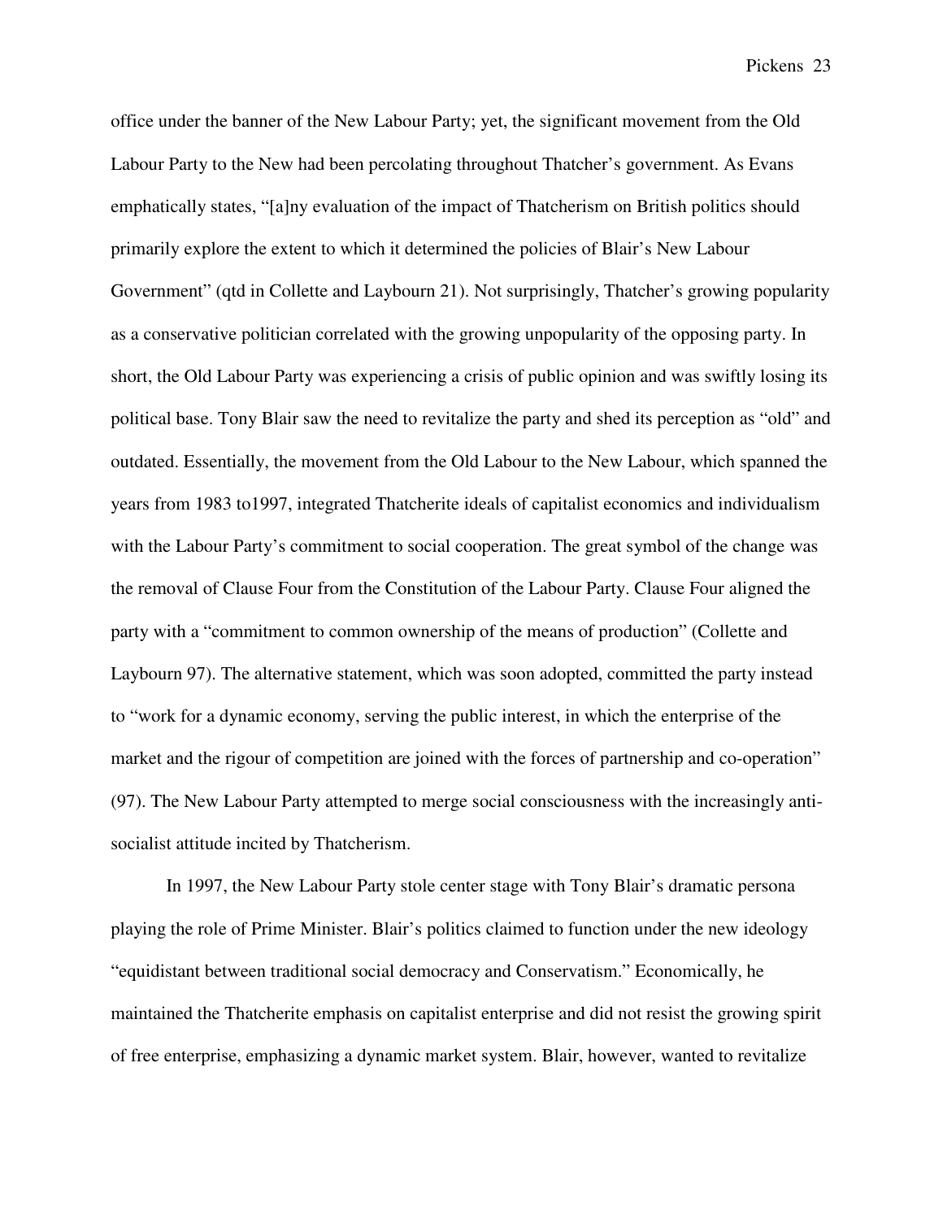office under the banner of the New Labour Party; yet, the significant movement from the Old Labour Party to the New had been percolating throughout Thatcher's government. As Evans emphatically states, "[a]ny evaluation of the impact of Thatcherism on British politics should primarily explore the extent to which it determined the policies of Blair's New Labour Government" (qtd in Collette and Laybourn 21). Not surprisingly, Thatcher's growing popularity as a conservative politician correlated with the growing unpopularity of the opposing party. In short, the Old Labour Party was experiencing a crisis of public opinion and was swiftly losing its political base. Tony Blair saw the need to revitalize the party and shed its perception as "old" and outdated. Essentially, the movement from the Old Labour to the New Labour, which spanned the years from 1983 to1997, integrated Thatcherite ideals of capitalist economics and individualism with the Labour Party's commitment to social cooperation. The great symbol of the change was the removal of Clause Four from the Constitution of the Labour Party. Clause Four aligned the party with a "commitment to common ownership of the means of production" (Collette and Laybourn 97). The alternative statement, which was soon adopted, committed the party instead to "work for a dynamic economy, serving the public interest, in which the enterprise of the market and the rigour of competition are joined with the forces of partnership and co-operation" (97). The New Labour Party attempted to merge social consciousness with the increasingly anti-socialist attitude incited by Thatcherism.

In 1997, the New Labour Party stole center stage with Tony Blair's dramatic persona playing the role of Prime Minister. Blair's politics claimed to function under the new ideology "equidistant between traditional social democracy and Conservatism." Economically, he maintained the Thatcherite emphasis on capitalist enterprise and did not resist the growing spirit of free enterprise, emphasizing a dynamic market system. Blair, however, wanted to revitalize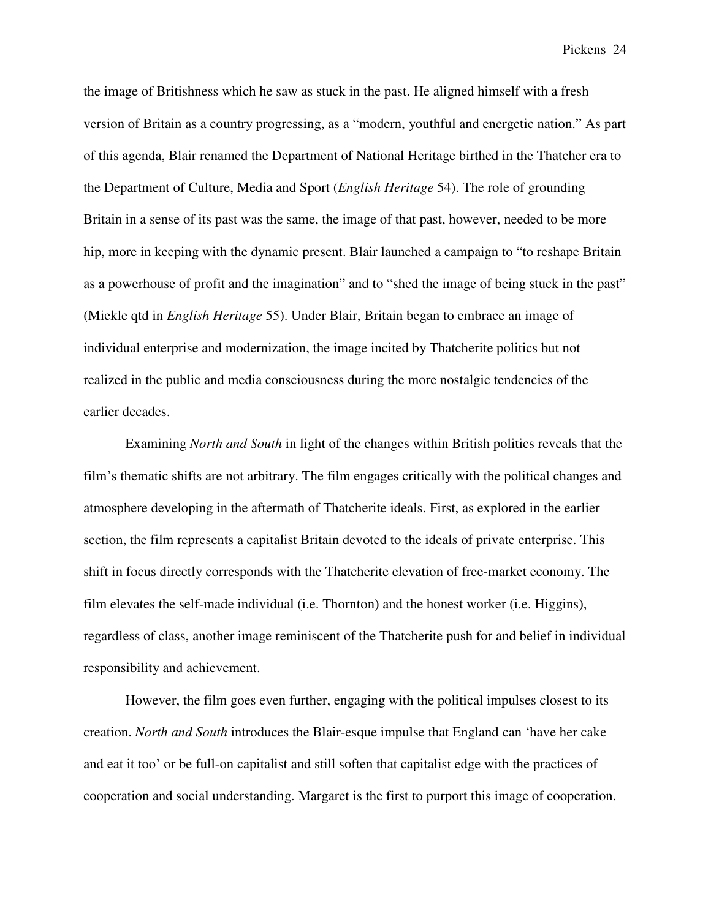the image of Britishness which he saw as stuck in the past. He aligned himself with a fresh version of Britain as a country progressing, as a "modern, youthful and energetic nation." As part of this agenda, Blair renamed the Department of National Heritage birthed in the Thatcher era to the Department of Culture, Media and Sport (*English Heritage* 54). The role of grounding Britain in a sense of its past was the same, the image of that past, however, needed to be more hip, more in keeping with the dynamic present. Blair launched a campaign to "to reshape Britain as a powerhouse of profit and the imagination" and to "shed the image of being stuck in the past" (Miekle qtd in *English Heritage* 55). Under Blair, Britain began to embrace an image of individual enterprise and modernization, the image incited by Thatcherite politics but not realized in the public and media consciousness during the more nostalgic tendencies of the earlier decades.

Examining *North and South* in light of the changes within British politics reveals that the film's thematic shifts are not arbitrary. The film engages critically with the political changes and atmosphere developing in the aftermath of Thatcherite ideals. First, as explored in the earlier section, the film represents a capitalist Britain devoted to the ideals of private enterprise. This shift in focus directly corresponds with the Thatcherite elevation of free-market economy. The film elevates the self-made individual (i.e. Thornton) and the honest worker (i.e. Higgins), regardless of class, another image reminiscent of the Thatcherite push for and belief in individual responsibility and achievement.

However, the film goes even further, engaging with the political impulses closest to its creation. *North and South* introduces the Blair-esque impulse that England can 'have her cake and eat it too' or be full-on capitalist and still soften that capitalist edge with the practices of cooperation and social understanding. Margaret is the first to purport this image of cooperation.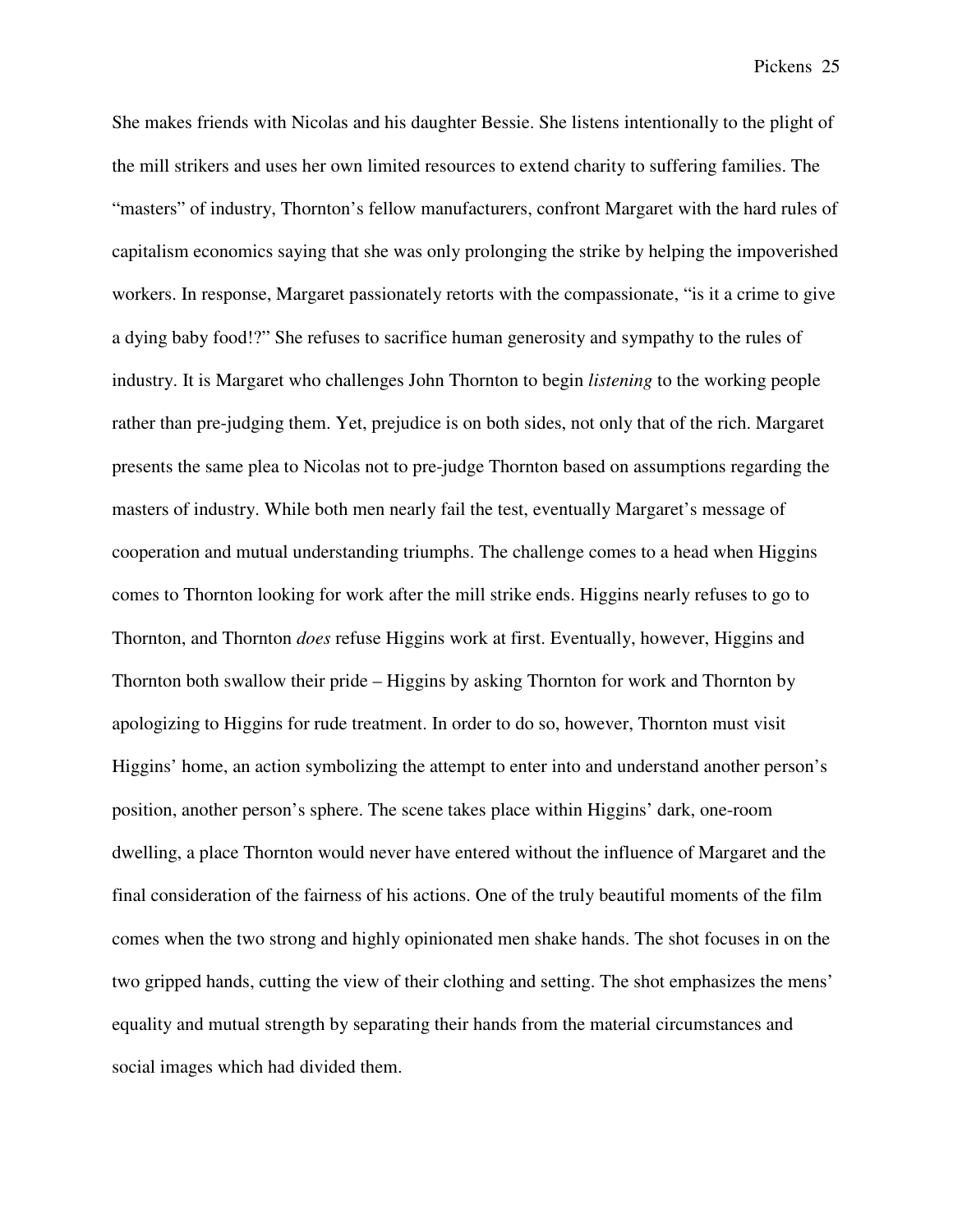She makes friends with Nicolas and his daughter Bessie. She listens intentionally to the plight of the mill strikers and uses her own limited resources to extend charity to suffering families. The "masters" of industry, Thornton's fellow manufacturers, confront Margaret with the hard rules of capitalism economics saying that she was only prolonging the strike by helping the impoverished workers. In response, Margaret passionately retorts with the compassionate, "is it a crime to give a dying baby food!?" She refuses to sacrifice human generosity and sympathy to the rules of industry. It is Margaret who challenges John Thornton to begin *listening* to the working people rather than pre-judging them. Yet, prejudice is on both sides, not only that of the rich. Margaret presents the same plea to Nicolas not to pre-judge Thornton based on assumptions regarding the masters of industry. While both men nearly fail the test, eventually Margaret's message of cooperation and mutual understanding triumphs. The challenge comes to a head when Higgins comes to Thornton looking for work after the mill strike ends. Higgins nearly refuses to go to Thornton, and Thornton *does* refuse Higgins work at first. Eventually, however, Higgins and Thornton both swallow their pride – Higgins by asking Thornton for work and Thornton by apologizing to Higgins for rude treatment. In order to do so, however, Thornton must visit Higgins' home, an action symbolizing the attempt to enter into and understand another person's position, another person's sphere. The scene takes place within Higgins' dark, one-room dwelling, a place Thornton would never have entered without the influence of Margaret and the final consideration of the fairness of his actions. One of the truly beautiful moments of the film comes when the two strong and highly opinionated men shake hands. The shot focuses in on the two gripped hands, cutting the view of their clothing and setting. The shot emphasizes the mens' equality and mutual strength by separating their hands from the material circumstances and social images which had divided them.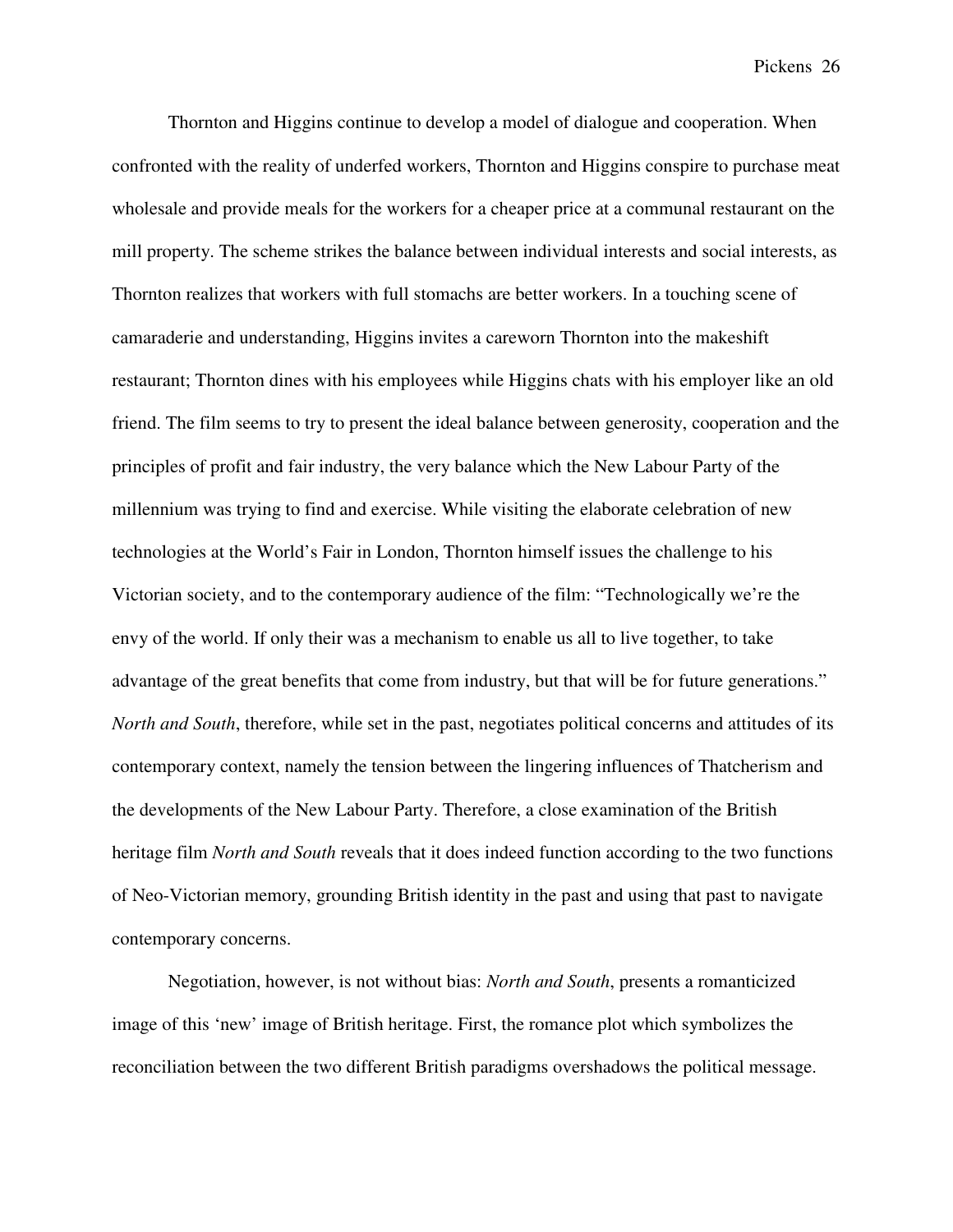Thornton and Higgins continue to develop a model of dialogue and cooperation. When confronted with the reality of underfed workers, Thornton and Higgins conspire to purchase meat wholesale and provide meals for the workers for a cheaper price at a communal restaurant on the mill property. The scheme strikes the balance between individual interests and social interests, as Thornton realizes that workers with full stomachs are better workers. In a touching scene of camaraderie and understanding, Higgins invites a careworn Thornton into the makeshift restaurant; Thornton dines with his employees while Higgins chats with his employer like an old friend. The film seems to try to present the ideal balance between generosity, cooperation and the principles of profit and fair industry, the very balance which the New Labour Party of the millennium was trying to find and exercise. While visiting the elaborate celebration of new technologies at the World's Fair in London, Thornton himself issues the challenge to his Victorian society, and to the contemporary audience of the film: "Technologically we're the envy of the world. If only their was a mechanism to enable us all to live together, to take advantage of the great benefits that come from industry, but that will be for future generations." *North and South*, therefore, while set in the past, negotiates political concerns and attitudes of its contemporary context, namely the tension between the lingering influences of Thatcherism and the developments of the New Labour Party. Therefore, a close examination of the British heritage film *North and South* reveals that it does indeed function according to the two functions of Neo-Victorian memory, grounding British identity in the past and using that past to navigate contemporary concerns.

Negotiation, however, is not without bias: *North and South*, presents a romanticized image of this 'new' image of British heritage. First, the romance plot which symbolizes the reconciliation between the two different British paradigms overshadows the political message.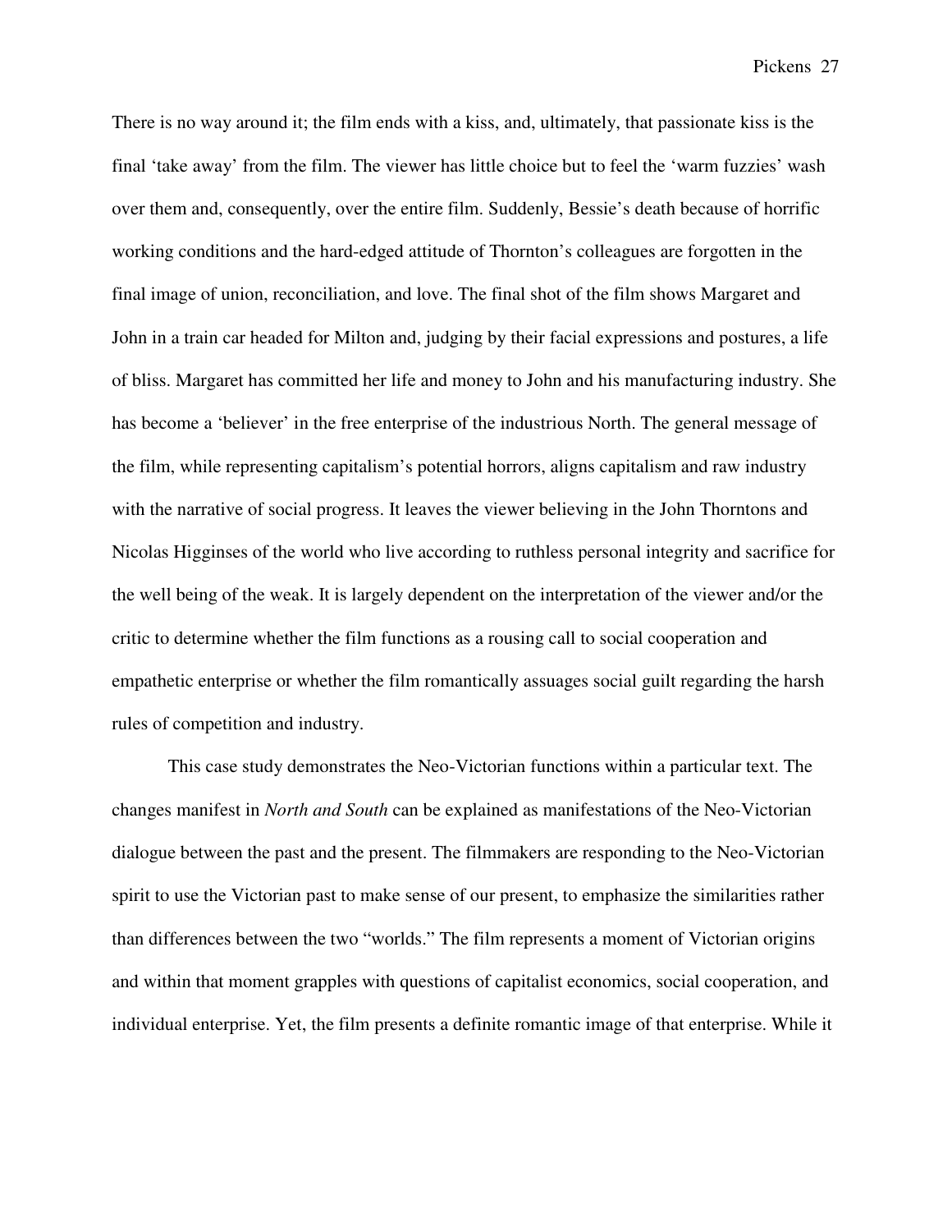There is no way around it; the film ends with a kiss, and, ultimately, that passionate kiss is the final 'take away' from the film. The viewer has little choice but to feel the 'warm fuzzies' wash over them and, consequently, over the entire film. Suddenly, Bessie's death because of horrific working conditions and the hard-edged attitude of Thornton's colleagues are forgotten in the final image of union, reconciliation, and love. The final shot of the film shows Margaret and John in a train car headed for Milton and, judging by their facial expressions and postures, a life of bliss. Margaret has committed her life and money to John and his manufacturing industry. She has become a 'believer' in the free enterprise of the industrious North. The general message of the film, while representing capitalism's potential horrors, aligns capitalism and raw industry with the narrative of social progress. It leaves the viewer believing in the John Thorntons and Nicolas Higginses of the world who live according to ruthless personal integrity and sacrifice for the well being of the weak. It is largely dependent on the interpretation of the viewer and/or the critic to determine whether the film functions as a rousing call to social cooperation and empathetic enterprise or whether the film romantically assuages social guilt regarding the harsh rules of competition and industry.

This case study demonstrates the Neo-Victorian functions within a particular text. The changes manifest in *North and South* can be explained as manifestations of the Neo-Victorian dialogue between the past and the present. The filmmakers are responding to the Neo-Victorian spirit to use the Victorian past to make sense of our present, to emphasize the similarities rather than differences between the two "worlds." The film represents a moment of Victorian origins and within that moment grapples with questions of capitalist economics, social cooperation, and individual enterprise. Yet, the film presents a definite romantic image of that enterprise. While it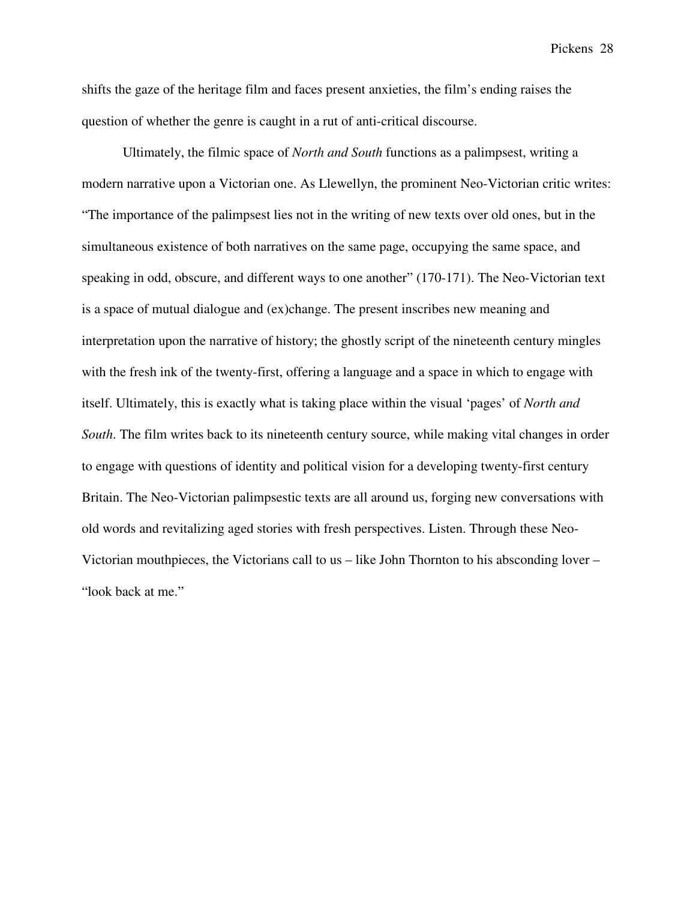shifts the gaze of the heritage film and faces present anxieties, the film's ending raises the question of whether the genre is caught in a rut of anti-critical discourse.

Ultimately, the filmic space of *North and South* functions as a palimpsest, writing a modern narrative upon a Victorian one. As Llewellyn, the prominent Neo-Victorian critic writes: "The importance of the palimpsest lies not in the writing of new texts over old ones, but in the simultaneous existence of both narratives on the same page, occupying the same space, and speaking in odd, obscure, and different ways to one another" (170-171). The Neo-Victorian text is a space of mutual dialogue and (ex)change. The present inscribes new meaning and interpretation upon the narrative of history; the ghostly script of the nineteenth century mingles with the fresh ink of the twenty-first, offering a language and a space in which to engage with itself. Ultimately, this is exactly what is taking place within the visual 'pages' of *North and South*. The film writes back to its nineteenth century source, while making vital changes in order to engage with questions of identity and political vision for a developing twenty-first century Britain. The Neo-Victorian palimpsestic texts are all around us, forging new conversations with old words and revitalizing aged stories with fresh perspectives. Listen. Through these Neo-Victorian mouthpieces, the Victorians call to us – like John Thornton to his absconding lover – "look back at me."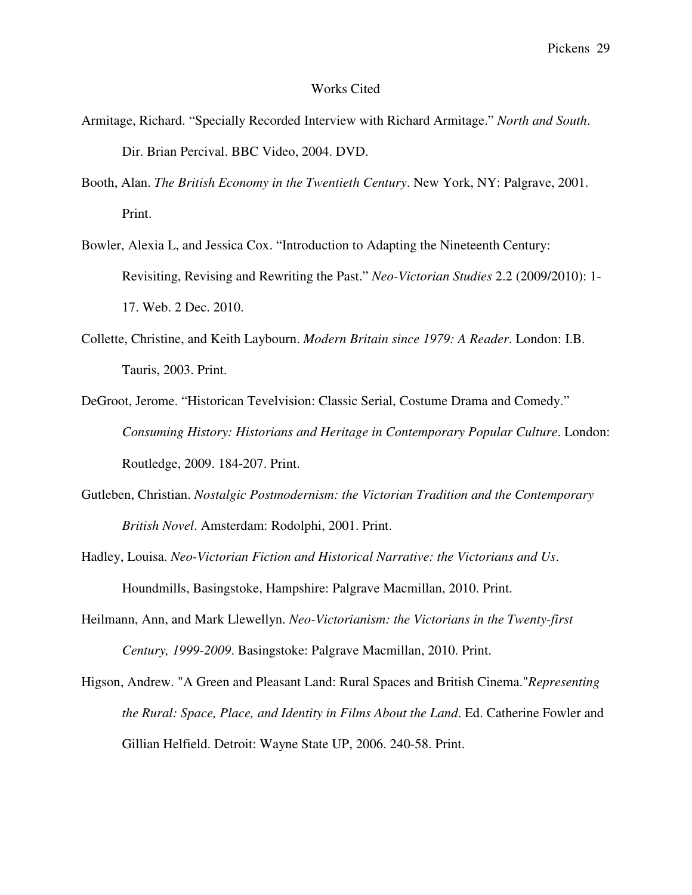# Works Cited

Armitage, Richard. "Specially Recorded Interview with Richard Armitage." *North and South*. Dir. Brian Percival. BBC Video, 2004. DVD.

Booth, Alan. *The British Economy in the Twentieth Century*. New York, NY: Palgrave, 2001. Print.

Bowler, Alexia L, and Jessica Cox. "Introduction to Adapting the Nineteenth Century: Revisiting, Revising and Rewriting the Past." *Neo-Victorian Studies* 2.2 (2009/2010): 1-17. Web. 2 Dec. 2010.

Collette, Christine, and Keith Laybourn. *Modern Britain since 1979: A Reader*. London: I.B. Tauris, 2003. Print.

DeGroot, Jerome. "Historican Tevelvision: Classic Serial, Costume Drama and Comedy." *Consuming History: Historians and Heritage in Contemporary Popular Culture*. London: Routledge, 2009. 184-207. Print.

Gutleben, Christian. *Nostalgic Postmodernism: the Victorian Tradition and the Contemporary British Novel*. Amsterdam: Rodolphi, 2001. Print.

Hadley, Louisa. *Neo-Victorian Fiction and Historical Narrative: the Victorians and Us*. Houndmills, Basingstoke, Hampshire: Palgrave Macmillan, 2010. Print.

Heilmann, Ann, and Mark Llewellyn. *Neo-Victorianism: the Victorians in the Twenty-first Century, 1999-2009*. Basingstoke: Palgrave Macmillan, 2010. Print.

Higson, Andrew. "A Green and Pleasant Land: Rural Spaces and British Cinema."*Representing the Rural: Space, Place, and Identity in Films About the Land*. Ed. Catherine Fowler and Gillian Helfield. Detroit: Wayne State UP, 2006. 240-58. Print.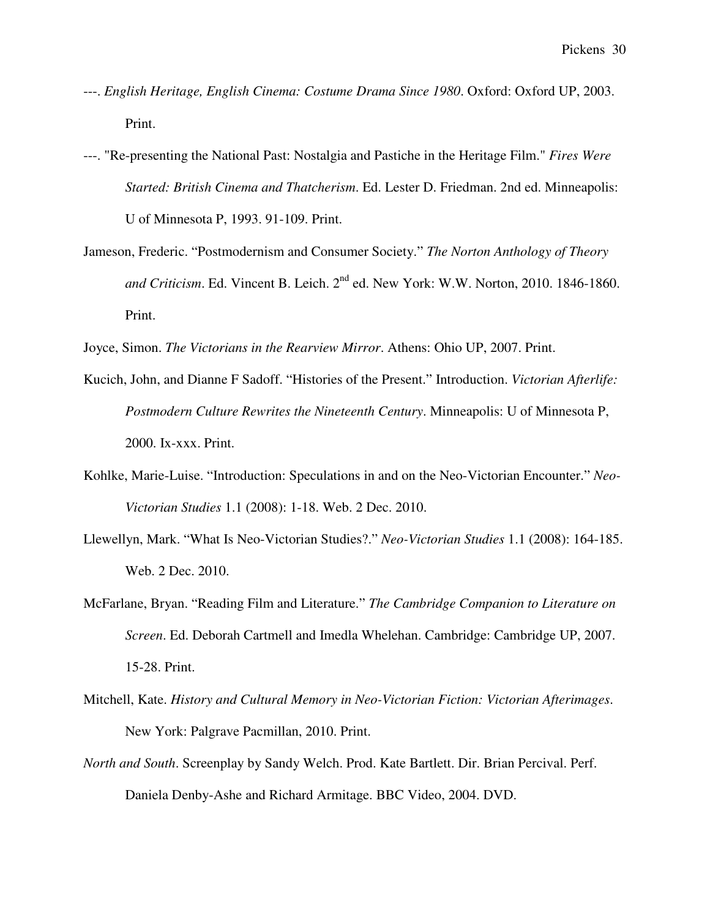---. *English Heritage, English Cinema: Costume Drama Since 1980*. Oxford: Oxford UP, 2003. Print.

---. "Re-presenting the National Past: Nostalgia and Pastiche in the Heritage Film." *Fires Were Started: British Cinema and Thatcherism*. Ed. Lester D. Friedman. 2nd ed. Minneapolis: U of Minnesota P, 1993. 91-109. Print.

Jameson, Frederic. "Postmodernism and Consumer Society." *The Norton Anthology of Theory and Criticism*. Ed. Vincent B. Leich. 2nd ed. New York: W.W. Norton, 2010. 1846-1860. Print.

Joyce, Simon. *The Victorians in the Rearview Mirror*. Athens: Ohio UP, 2007. Print.

Kucich, John, and Dianne F Sadoff. "Histories of the Present." Introduction. *Victorian Afterlife: Postmodern Culture Rewrites the Nineteenth Century*. Minneapolis: U of Minnesota P, 2000. Ix-xxx. Print.

Kohlke, Marie-Luise. "Introduction: Speculations in and on the Neo-Victorian Encounter." *Neo-Victorian Studies* 1.1 (2008): 1-18. Web. 2 Dec. 2010.

Llewellyn, Mark. "What Is Neo-Victorian Studies?." *Neo-Victorian Studies* 1.1 (2008): 164-185. Web. 2 Dec. 2010.

McFarlane, Bryan. "Reading Film and Literature." *The Cambridge Companion to Literature on Screen*. Ed. Deborah Cartmell and Imedla Whelehan. Cambridge: Cambridge UP, 2007. 15-28. Print.

Mitchell, Kate. *History and Cultural Memory in Neo-Victorian Fiction: Victorian Afterimages*. New York: Palgrave Pacmillan, 2010. Print.

*North and South*. Screenplay by Sandy Welch. Prod. Kate Bartlett. Dir. Brian Percival. Perf. Daniela Denby-Ashe and Richard Armitage. BBC Video, 2004. DVD.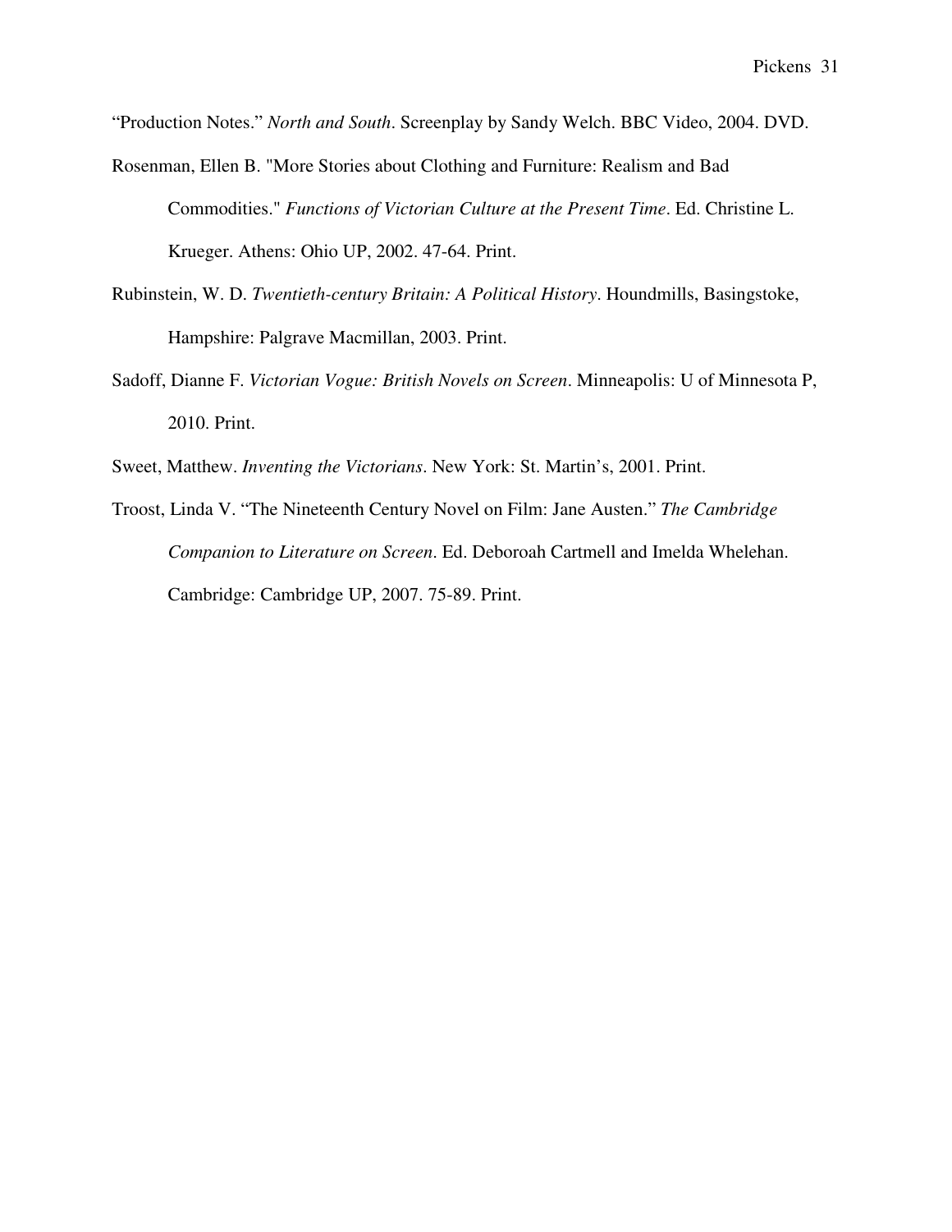"Production Notes." *North and South*. Screenplay by Sandy Welch. BBC Video, 2004. DVD.

Rosenman, Ellen B. "More Stories about Clothing and Furniture: Realism and Bad Commodities." *Functions of Victorian Culture at the Present Time*. Ed. Christine L. Krueger. Athens: Ohio UP, 2002. 47-64. Print.

Rubinstein, W. D. *Twentieth-century Britain: A Political History*. Houndmills, Basingstoke, Hampshire: Palgrave Macmillan, 2003. Print.

Sadoff, Dianne F. *Victorian Vogue: British Novels on Screen*. Minneapolis: U of Minnesota P, 2010. Print.

Sweet, Matthew. *Inventing the Victorians*. New York: St. Martin's, 2001. Print.

Troost, Linda V. "The Nineteenth Century Novel on Film: Jane Austen." *The Cambridge Companion to Literature on Screen*. Ed. Deboroah Cartmell and Imelda Whelehan. Cambridge: Cambridge UP, 2007. 75-89. Print.